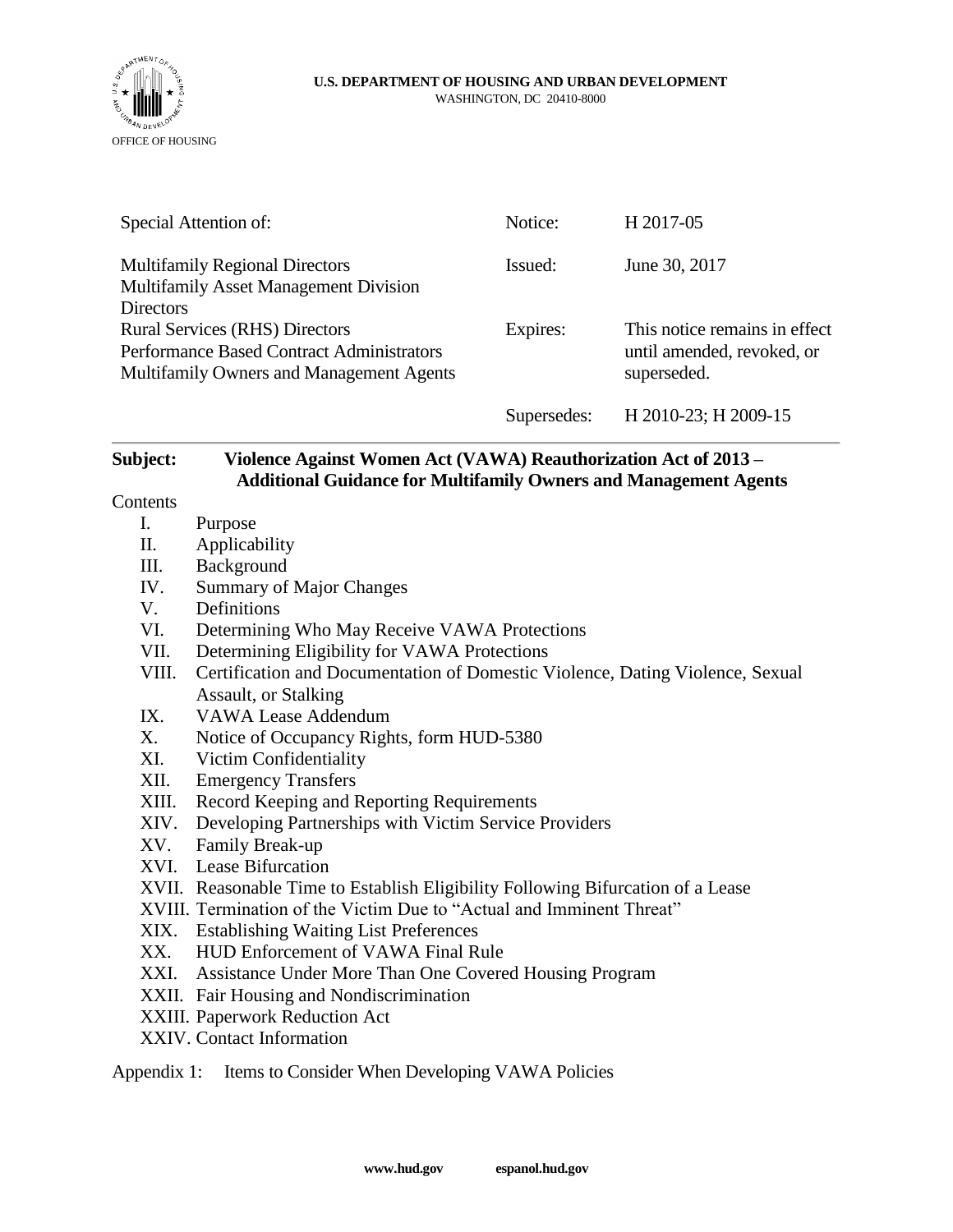**U.S. DEPARTMENT OF HOUSING AND URBAN DEVELOPMENT**
WASHINGTON, DC 20410-8000

OFFICE OF HOUSING

| Special Attention of: | Notice: | H 2017-05 |
|---|---|---|
| Multifamily Regional Directors<br>Multifamily Asset Management Division Directors | Issued: | June 30, 2017 |
| Rural Services (RHS) Directors<br>Performance Based Contract Administrators<br>Multifamily Owners and Management Agents | Expires: | This notice remains in effect until amended, revoked, or superseded. |
| | Supersedes: | H 2010-23; H 2009-15 |

**Subject: Violence Against Women Act (VAWA) Reauthorization Act of 2013 – Additional Guidance for Multifamily Owners and Management Agents**

Contents

- I. Purpose
- II. Applicability
- III. Background
- IV. Summary of Major Changes
- V. Definitions
- VI. Determining Who May Receive VAWA Protections
- VII. Determining Eligibility for VAWA Protections
- VIII. Certification and Documentation of Domestic Violence, Dating Violence, Sexual Assault, or Stalking
- IX. VAWA Lease Addendum
- X. Notice of Occupancy Rights, form HUD-5380
- XI. Victim Confidentiality
- XII. Emergency Transfers
- XIII. Record Keeping and Reporting Requirements
- XIV. Developing Partnerships with Victim Service Providers
- XV. Family Break-up
- XVI. Lease Bifurcation
- XVII. Reasonable Time to Establish Eligibility Following Bifurcation of a Lease
- XVIII. Termination of the Victim Due to "Actual and Imminent Threat"
- XIX. Establishing Waiting List Preferences
- XX. HUD Enforcement of VAWA Final Rule
- XXI. Assistance Under More Than One Covered Housing Program
- XXII. Fair Housing and Nondiscrimination
- XXIII. Paperwork Reduction Act
- XXIV. Contact Information

Appendix 1: Items to Consider When Developing VAWA Policies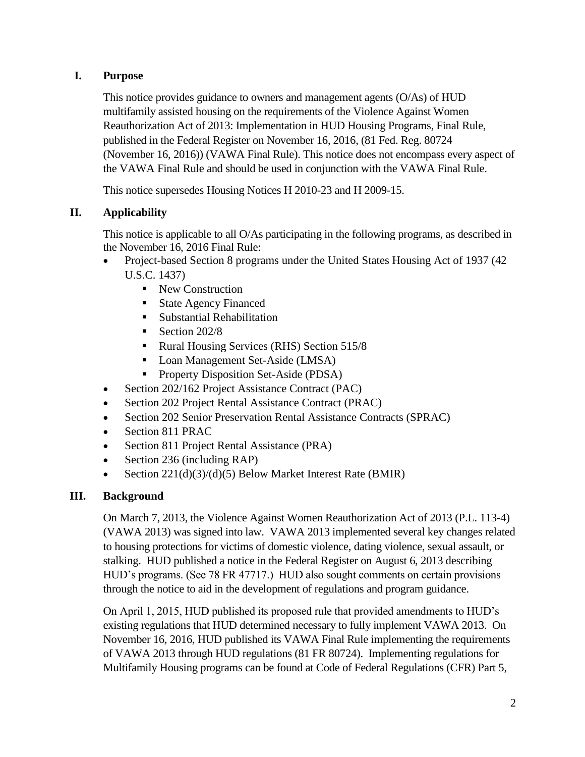## I. Purpose

This notice provides guidance to owners and management agents (O/As) of HUD multifamily assisted housing on the requirements of the Violence Against Women Reauthorization Act of 2013: Implementation in HUD Housing Programs, Final Rule, published in the Federal Register on November 16, 2016, (81 Fed. Reg. 80724 (November 16, 2016)) (VAWA Final Rule). This notice does not encompass every aspect of the VAWA Final Rule and should be used in conjunction with the VAWA Final Rule.

This notice supersedes Housing Notices H 2010-23 and H 2009-15.

## II. Applicability

This notice is applicable to all O/As participating in the following programs, as described in the November 16, 2016 Final Rule:

- Project-based Section 8 programs under the United States Housing Act of 1937 (42 U.S.C. 1437)
  - New Construction
  - State Agency Financed
  - Substantial Rehabilitation
  - Section 202/8
  - Rural Housing Services (RHS) Section 515/8
  - Loan Management Set-Aside (LMSA)
  - Property Disposition Set-Aside (PDSA)
- Section 202/162 Project Assistance Contract (PAC)
- Section 202 Project Rental Assistance Contract (PRAC)
- Section 202 Senior Preservation Rental Assistance Contracts (SPRAC)
- Section 811 PRAC
- Section 811 Project Rental Assistance (PRA)
- Section 236 (including RAP)
- Section 221(d)(3)/(d)(5) Below Market Interest Rate (BMIR)

## III. Background

On March 7, 2013, the Violence Against Women Reauthorization Act of 2013 (P.L. 113-4) (VAWA 2013) was signed into law. VAWA 2013 implemented several key changes related to housing protections for victims of domestic violence, dating violence, sexual assault, or stalking. HUD published a notice in the Federal Register on August 6, 2013 describing HUD's programs. (See 78 FR 47717.) HUD also sought comments on certain provisions through the notice to aid in the development of regulations and program guidance.

On April 1, 2015, HUD published its proposed rule that provided amendments to HUD's existing regulations that HUD determined necessary to fully implement VAWA 2013. On November 16, 2016, HUD published its VAWA Final Rule implementing the requirements of VAWA 2013 through HUD regulations (81 FR 80724). Implementing regulations for Multifamily Housing programs can be found at Code of Federal Regulations (CFR) Part 5,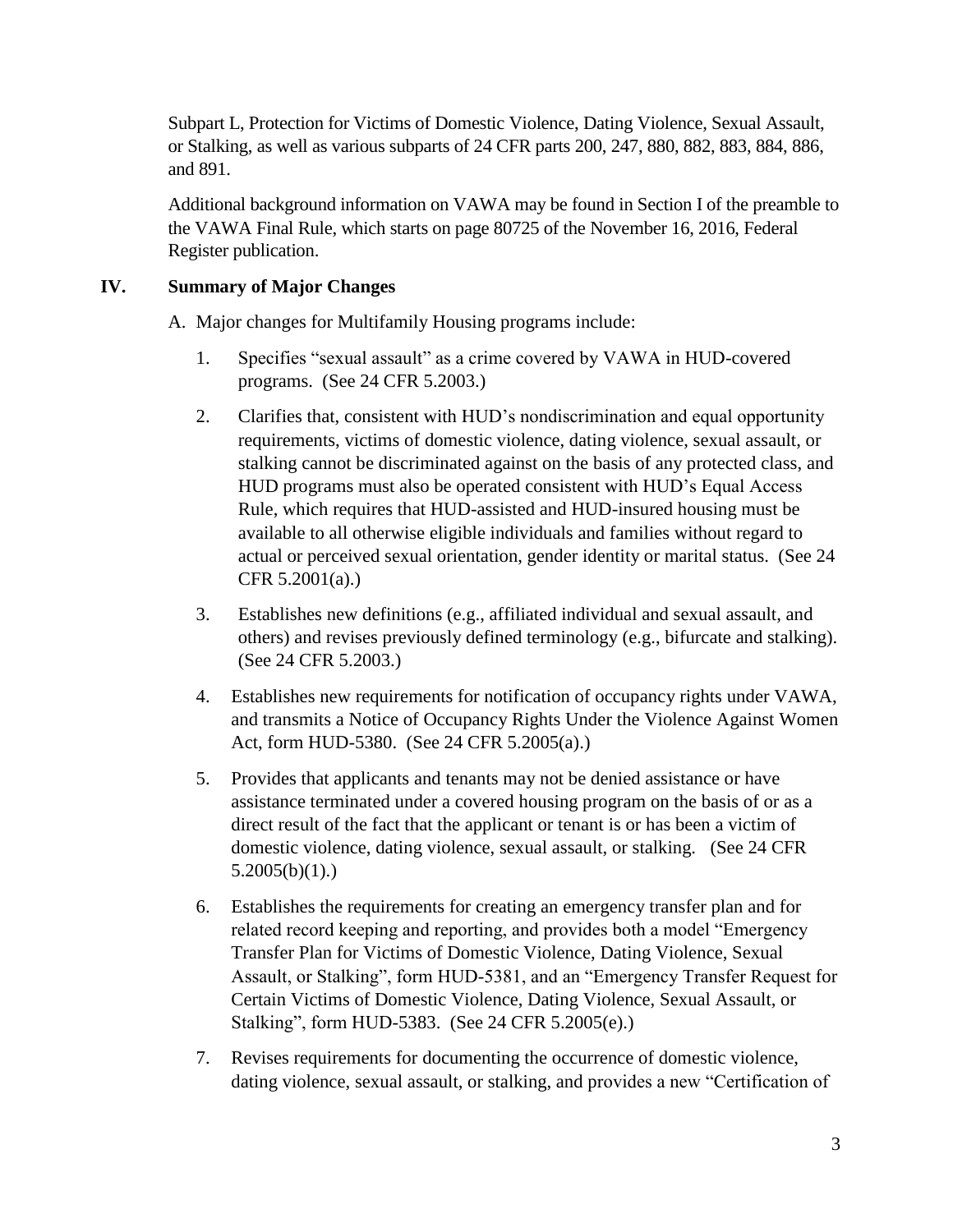Subpart L, Protection for Victims of Domestic Violence, Dating Violence, Sexual Assault, or Stalking, as well as various subparts of 24 CFR parts 200, 247, 880, 882, 883, 884, 886, and 891.

Additional background information on VAWA may be found in Section I of the preamble to the VAWA Final Rule, which starts on page 80725 of the November 16, 2016, Federal Register publication.

## IV. Summary of Major Changes

A. Major changes for Multifamily Housing programs include:

1. Specifies "sexual assault" as a crime covered by VAWA in HUD-covered programs. (See 24 CFR 5.2003.)

2. Clarifies that, consistent with HUD's nondiscrimination and equal opportunity requirements, victims of domestic violence, dating violence, sexual assault, or stalking cannot be discriminated against on the basis of any protected class, and HUD programs must also be operated consistent with HUD's Equal Access Rule, which requires that HUD-assisted and HUD-insured housing must be available to all otherwise eligible individuals and families without regard to actual or perceived sexual orientation, gender identity or marital status. (See 24 CFR 5.2001(a).)

3. Establishes new definitions (e.g., affiliated individual and sexual assault, and others) and revises previously defined terminology (e.g., bifurcate and stalking). (See 24 CFR 5.2003.)

4. Establishes new requirements for notification of occupancy rights under VAWA, and transmits a Notice of Occupancy Rights Under the Violence Against Women Act, form HUD-5380. (See 24 CFR 5.2005(a).)

5. Provides that applicants and tenants may not be denied assistance or have assistance terminated under a covered housing program on the basis of or as a direct result of the fact that the applicant or tenant is or has been a victim of domestic violence, dating violence, sexual assault, or stalking. (See 24 CFR 5.2005(b)(1).)

6. Establishes the requirements for creating an emergency transfer plan and for related record keeping and reporting, and provides both a model "Emergency Transfer Plan for Victims of Domestic Violence, Dating Violence, Sexual Assault, or Stalking", form HUD-5381, and an "Emergency Transfer Request for Certain Victims of Domestic Violence, Dating Violence, Sexual Assault, or Stalking", form HUD-5383. (See 24 CFR 5.2005(e).)

7. Revises requirements for documenting the occurrence of domestic violence, dating violence, sexual assault, or stalking, and provides a new "Certification of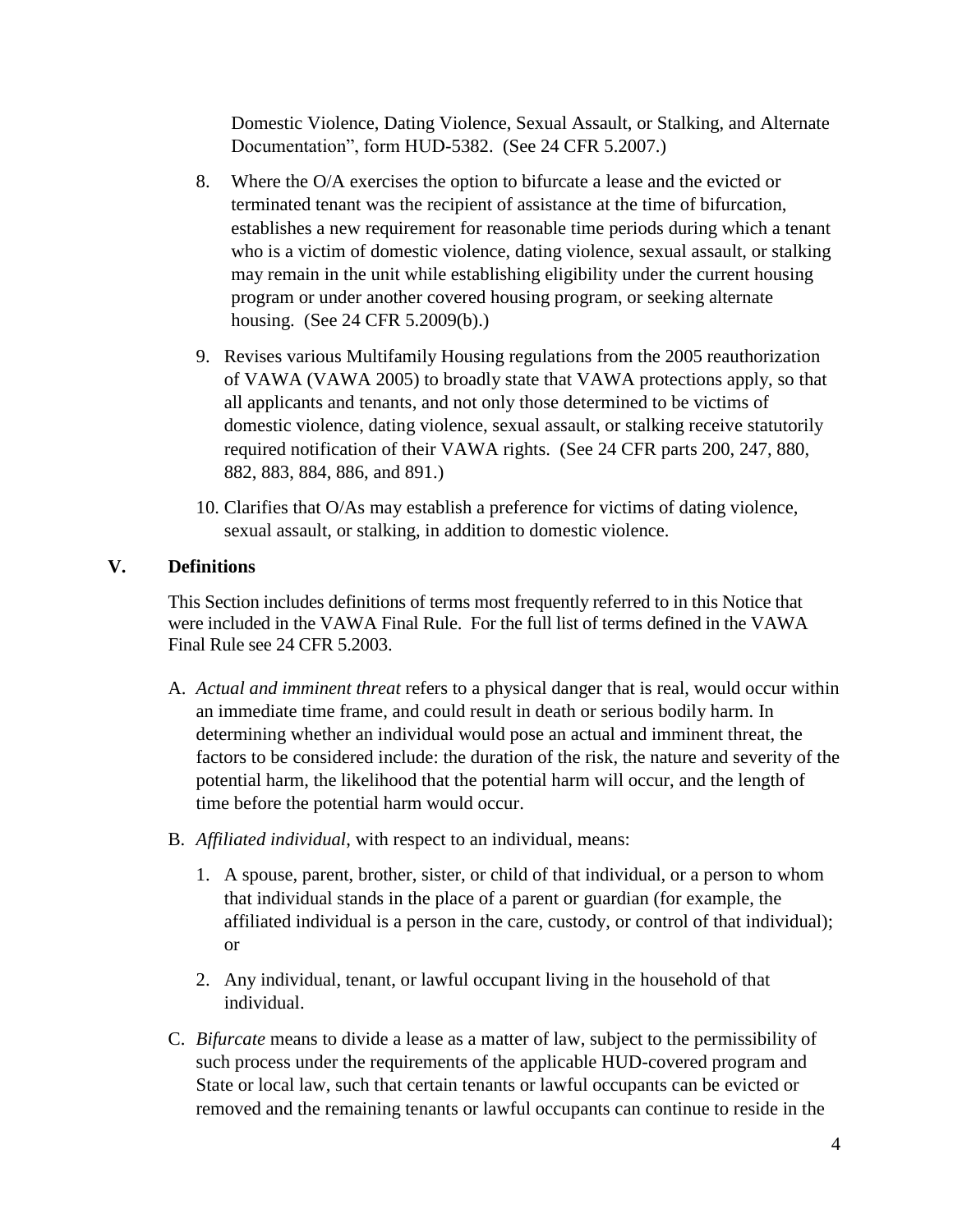Domestic Violence, Dating Violence, Sexual Assault, or Stalking, and Alternate Documentation", form HUD-5382. (See 24 CFR 5.2007.)

8. Where the O/A exercises the option to bifurcate a lease and the evicted or terminated tenant was the recipient of assistance at the time of bifurcation, establishes a new requirement for reasonable time periods during which a tenant who is a victim of domestic violence, dating violence, sexual assault, or stalking may remain in the unit while establishing eligibility under the current housing program or under another covered housing program, or seeking alternate housing. (See 24 CFR 5.2009(b).)

9. Revises various Multifamily Housing regulations from the 2005 reauthorization of VAWA (VAWA 2005) to broadly state that VAWA protections apply, so that all applicants and tenants, and not only those determined to be victims of domestic violence, dating violence, sexual assault, or stalking receive statutorily required notification of their VAWA rights. (See 24 CFR parts 200, 247, 880, 882, 883, 884, 886, and 891.)

10. Clarifies that O/As may establish a preference for victims of dating violence, sexual assault, or stalking, in addition to domestic violence.

## V. Definitions

This Section includes definitions of terms most frequently referred to in this Notice that were included in the VAWA Final Rule. For the full list of terms defined in the VAWA Final Rule see 24 CFR 5.2003.

A. *Actual and imminent threat* refers to a physical danger that is real, would occur within an immediate time frame, and could result in death or serious bodily harm. In determining whether an individual would pose an actual and imminent threat, the factors to be considered include: the duration of the risk, the nature and severity of the potential harm, the likelihood that the potential harm will occur, and the length of time before the potential harm would occur.

B. *Affiliated individual*, with respect to an individual, means:

   1. A spouse, parent, brother, sister, or child of that individual, or a person to whom that individual stands in the place of a parent or guardian (for example, the affiliated individual is a person in the care, custody, or control of that individual); or

   2. Any individual, tenant, or lawful occupant living in the household of that individual.

C. *Bifurcate* means to divide a lease as a matter of law, subject to the permissibility of such process under the requirements of the applicable HUD-covered program and State or local law, such that certain tenants or lawful occupants can be evicted or removed and the remaining tenants or lawful occupants can continue to reside in the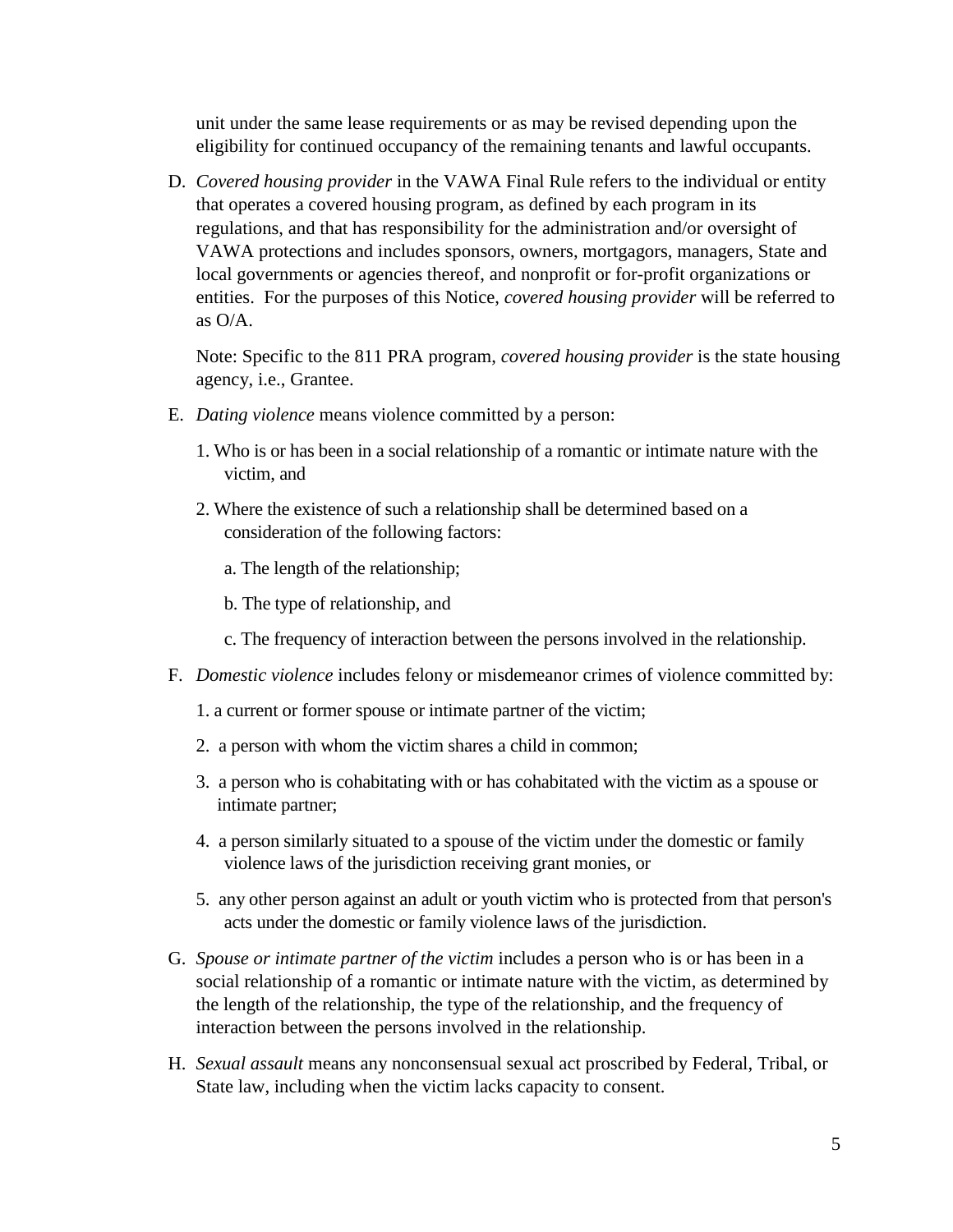unit under the same lease requirements or as may be revised depending upon the eligibility for continued occupancy of the remaining tenants and lawful occupants.

D. *Covered housing provider* in the VAWA Final Rule refers to the individual or entity that operates a covered housing program, as defined by each program in its regulations, and that has responsibility for the administration and/or oversight of VAWA protections and includes sponsors, owners, mortgagors, managers, State and local governments or agencies thereof, and nonprofit or for-profit organizations or entities. For the purposes of this Notice, *covered housing provider* will be referred to as O/A.

   Note: Specific to the 811 PRA program, *covered housing provider* is the state housing agency, i.e., Grantee.

E. *Dating violence* means violence committed by a person:

   1. Who is or has been in a social relationship of a romantic or intimate nature with the victim, and

   2. Where the existence of such a relationship shall be determined based on a consideration of the following factors:

      a. The length of the relationship;

      b. The type of relationship, and

      c. The frequency of interaction between the persons involved in the relationship.

F. *Domestic violence* includes felony or misdemeanor crimes of violence committed by:

   1. a current or former spouse or intimate partner of the victim;

   2. a person with whom the victim shares a child in common;

   3. a person who is cohabitating with or has cohabitated with the victim as a spouse or intimate partner;

   4. a person similarly situated to a spouse of the victim under the domestic or family violence laws of the jurisdiction receiving grant monies, or

   5. any other person against an adult or youth victim who is protected from that person's acts under the domestic or family violence laws of the jurisdiction.

G. *Spouse or intimate partner of the victim* includes a person who is or has been in a social relationship of a romantic or intimate nature with the victim, as determined by the length of the relationship, the type of the relationship, and the frequency of interaction between the persons involved in the relationship.

H. *Sexual assault* means any nonconsensual sexual act proscribed by Federal, Tribal, or State law, including when the victim lacks capacity to consent.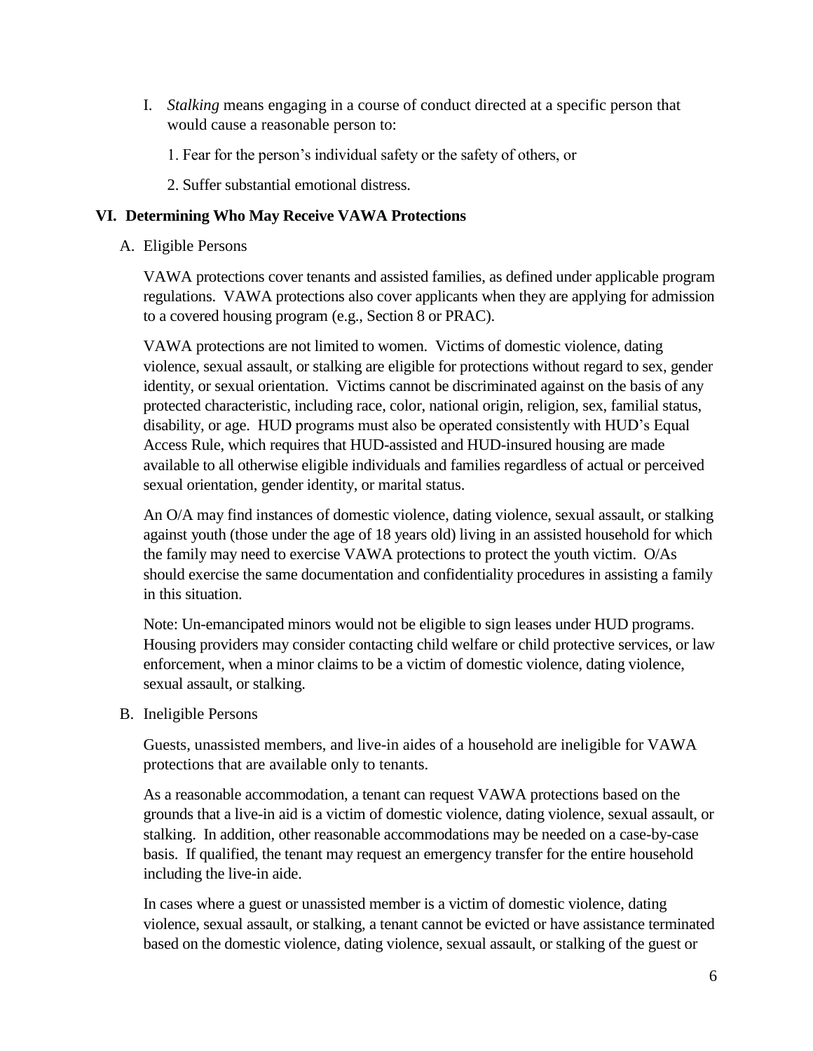I. *Stalking* means engaging in a course of conduct directed at a specific person that would cause a reasonable person to:

   1. Fear for the person's individual safety or the safety of others, or

   2. Suffer substantial emotional distress.

## VI. Determining Who May Receive VAWA Protections

### A. Eligible Persons

VAWA protections cover tenants and assisted families, as defined under applicable program regulations. VAWA protections also cover applicants when they are applying for admission to a covered housing program (e.g., Section 8 or PRAC).

VAWA protections are not limited to women. Victims of domestic violence, dating violence, sexual assault, or stalking are eligible for protections without regard to sex, gender identity, or sexual orientation. Victims cannot be discriminated against on the basis of any protected characteristic, including race, color, national origin, religion, sex, familial status, disability, or age. HUD programs must also be operated consistently with HUD's Equal Access Rule, which requires that HUD-assisted and HUD-insured housing are made available to all otherwise eligible individuals and families regardless of actual or perceived sexual orientation, gender identity, or marital status.

An O/A may find instances of domestic violence, dating violence, sexual assault, or stalking against youth (those under the age of 18 years old) living in an assisted household for which the family may need to exercise VAWA protections to protect the youth victim. O/As should exercise the same documentation and confidentiality procedures in assisting a family in this situation.

Note: Un-emancipated minors would not be eligible to sign leases under HUD programs. Housing providers may consider contacting child welfare or child protective services, or law enforcement, when a minor claims to be a victim of domestic violence, dating violence, sexual assault, or stalking.

### B. Ineligible Persons

Guests, unassisted members, and live-in aides of a household are ineligible for VAWA protections that are available only to tenants.

As a reasonable accommodation, a tenant can request VAWA protections based on the grounds that a live-in aid is a victim of domestic violence, dating violence, sexual assault, or stalking. In addition, other reasonable accommodations may be needed on a case-by-case basis. If qualified, the tenant may request an emergency transfer for the entire household including the live-in aide.

In cases where a guest or unassisted member is a victim of domestic violence, dating violence, sexual assault, or stalking, a tenant cannot be evicted or have assistance terminated based on the domestic violence, dating violence, sexual assault, or stalking of the guest or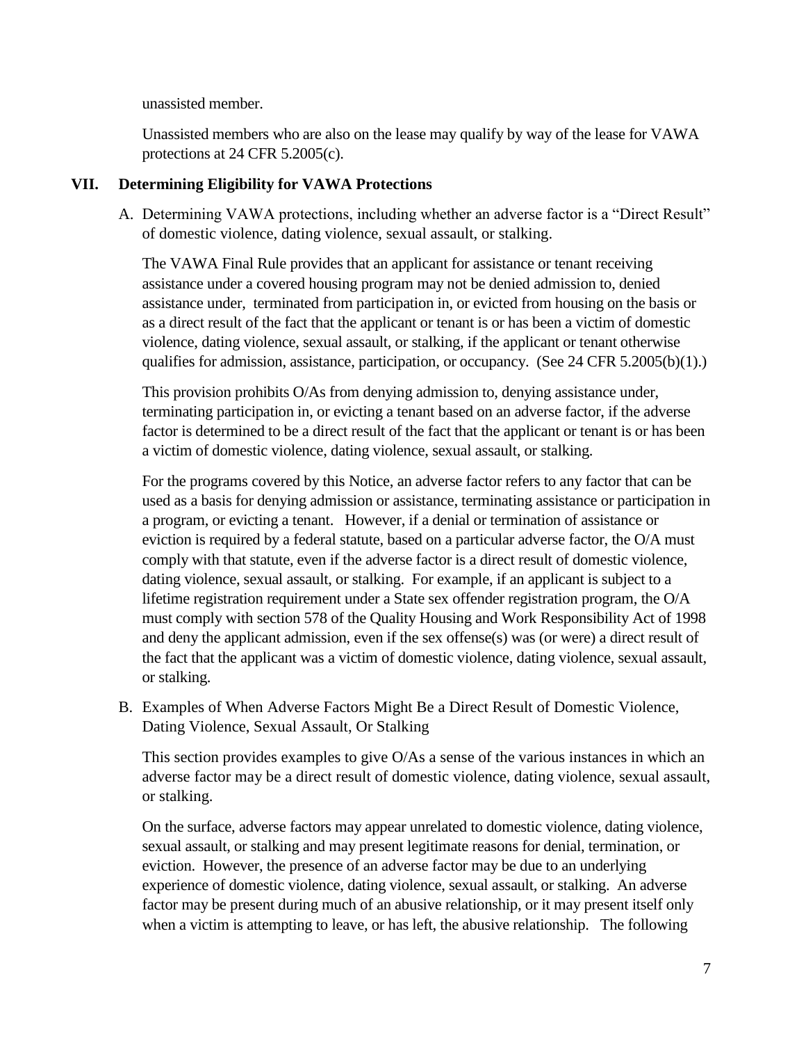unassisted member.

Unassisted members who are also on the lease may qualify by way of the lease for VAWA protections at 24 CFR 5.2005(c).

## VII. Determining Eligibility for VAWA Protections

A. Determining VAWA protections, including whether an adverse factor is a "Direct Result" of domestic violence, dating violence, sexual assault, or stalking.

The VAWA Final Rule provides that an applicant for assistance or tenant receiving assistance under a covered housing program may not be denied admission to, denied assistance under, terminated from participation in, or evicted from housing on the basis or as a direct result of the fact that the applicant or tenant is or has been a victim of domestic violence, dating violence, sexual assault, or stalking, if the applicant or tenant otherwise qualifies for admission, assistance, participation, or occupancy. (See 24 CFR 5.2005(b)(1).)

This provision prohibits O/As from denying admission to, denying assistance under, terminating participation in, or evicting a tenant based on an adverse factor, if the adverse factor is determined to be a direct result of the fact that the applicant or tenant is or has been a victim of domestic violence, dating violence, sexual assault, or stalking.

For the programs covered by this Notice, an adverse factor refers to any factor that can be used as a basis for denying admission or assistance, terminating assistance or participation in a program, or evicting a tenant. However, if a denial or termination of assistance or eviction is required by a federal statute, based on a particular adverse factor, the O/A must comply with that statute, even if the adverse factor is a direct result of domestic violence, dating violence, sexual assault, or stalking. For example, if an applicant is subject to a lifetime registration requirement under a State sex offender registration program, the O/A must comply with section 578 of the Quality Housing and Work Responsibility Act of 1998 and deny the applicant admission, even if the sex offense(s) was (or were) a direct result of the fact that the applicant was a victim of domestic violence, dating violence, sexual assault, or stalking.

B. Examples of When Adverse Factors Might Be a Direct Result of Domestic Violence, Dating Violence, Sexual Assault, Or Stalking

This section provides examples to give O/As a sense of the various instances in which an adverse factor may be a direct result of domestic violence, dating violence, sexual assault, or stalking.

On the surface, adverse factors may appear unrelated to domestic violence, dating violence, sexual assault, or stalking and may present legitimate reasons for denial, termination, or eviction. However, the presence of an adverse factor may be due to an underlying experience of domestic violence, dating violence, sexual assault, or stalking. An adverse factor may be present during much of an abusive relationship, or it may present itself only when a victim is attempting to leave, or has left, the abusive relationship. The following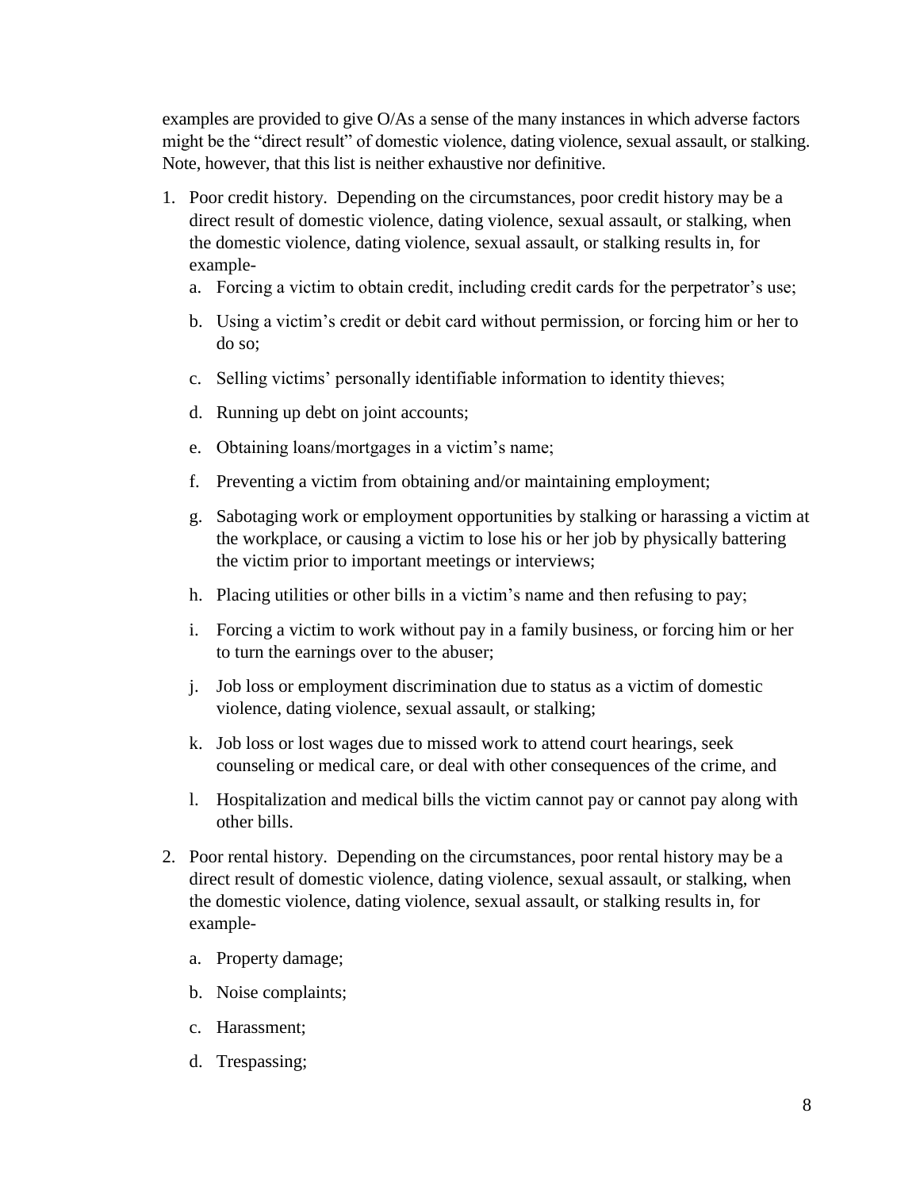examples are provided to give O/As a sense of the many instances in which adverse factors might be the "direct result" of domestic violence, dating violence, sexual assault, or stalking. Note, however, that this list is neither exhaustive nor definitive.

1. Poor credit history. Depending on the circumstances, poor credit history may be a direct result of domestic violence, dating violence, sexual assault, or stalking, when the domestic violence, dating violence, sexual assault, or stalking results in, for example-
   a. Forcing a victim to obtain credit, including credit cards for the perpetrator's use;
   b. Using a victim's credit or debit card without permission, or forcing him or her to do so;
   c. Selling victims' personally identifiable information to identity thieves;
   d. Running up debt on joint accounts;
   e. Obtaining loans/mortgages in a victim's name;
   f. Preventing a victim from obtaining and/or maintaining employment;
   g. Sabotaging work or employment opportunities by stalking or harassing a victim at the workplace, or causing a victim to lose his or her job by physically battering the victim prior to important meetings or interviews;
   h. Placing utilities or other bills in a victim's name and then refusing to pay;
   i. Forcing a victim to work without pay in a family business, or forcing him or her to turn the earnings over to the abuser;
   j. Job loss or employment discrimination due to status as a victim of domestic violence, dating violence, sexual assault, or stalking;
   k. Job loss or lost wages due to missed work to attend court hearings, seek counseling or medical care, or deal with other consequences of the crime, and
   l. Hospitalization and medical bills the victim cannot pay or cannot pay along with other bills.
2. Poor rental history. Depending on the circumstances, poor rental history may be a direct result of domestic violence, dating violence, sexual assault, or stalking, when the domestic violence, dating violence, sexual assault, or stalking results in, for example-
   a. Property damage;
   b. Noise complaints;
   c. Harassment;
   d. Trespassing;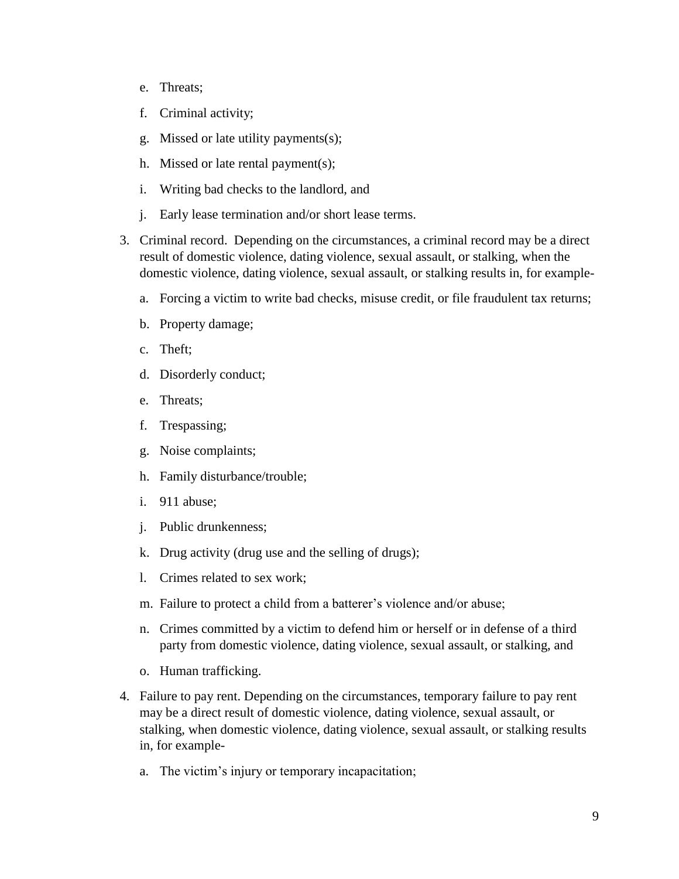e. Threats;

   f. Criminal activity;

   g. Missed or late utility payments(s);

   h. Missed or late rental payment(s);

   i. Writing bad checks to the landlord, and

   j. Early lease termination and/or short lease terms.

3. Criminal record. Depending on the circumstances, a criminal record may be a direct result of domestic violence, dating violence, sexual assault, or stalking, when the domestic violence, dating violence, sexual assault, or stalking results in, for example-

   a. Forcing a victim to write bad checks, misuse credit, or file fraudulent tax returns;

   b. Property damage;

   c. Theft;

   d. Disorderly conduct;

   e. Threats;

   f. Trespassing;

   g. Noise complaints;

   h. Family disturbance/trouble;

   i. 911 abuse;

   j. Public drunkenness;

   k. Drug activity (drug use and the selling of drugs);

   l. Crimes related to sex work;

   m. Failure to protect a child from a batterer's violence and/or abuse;

   n. Crimes committed by a victim to defend him or herself or in defense of a third party from domestic violence, dating violence, sexual assault, or stalking, and

   o. Human trafficking.

4. Failure to pay rent. Depending on the circumstances, temporary failure to pay rent may be a direct result of domestic violence, dating violence, sexual assault, or stalking, when domestic violence, dating violence, sexual assault, or stalking results in, for example-

   a. The victim's injury or temporary incapacitation;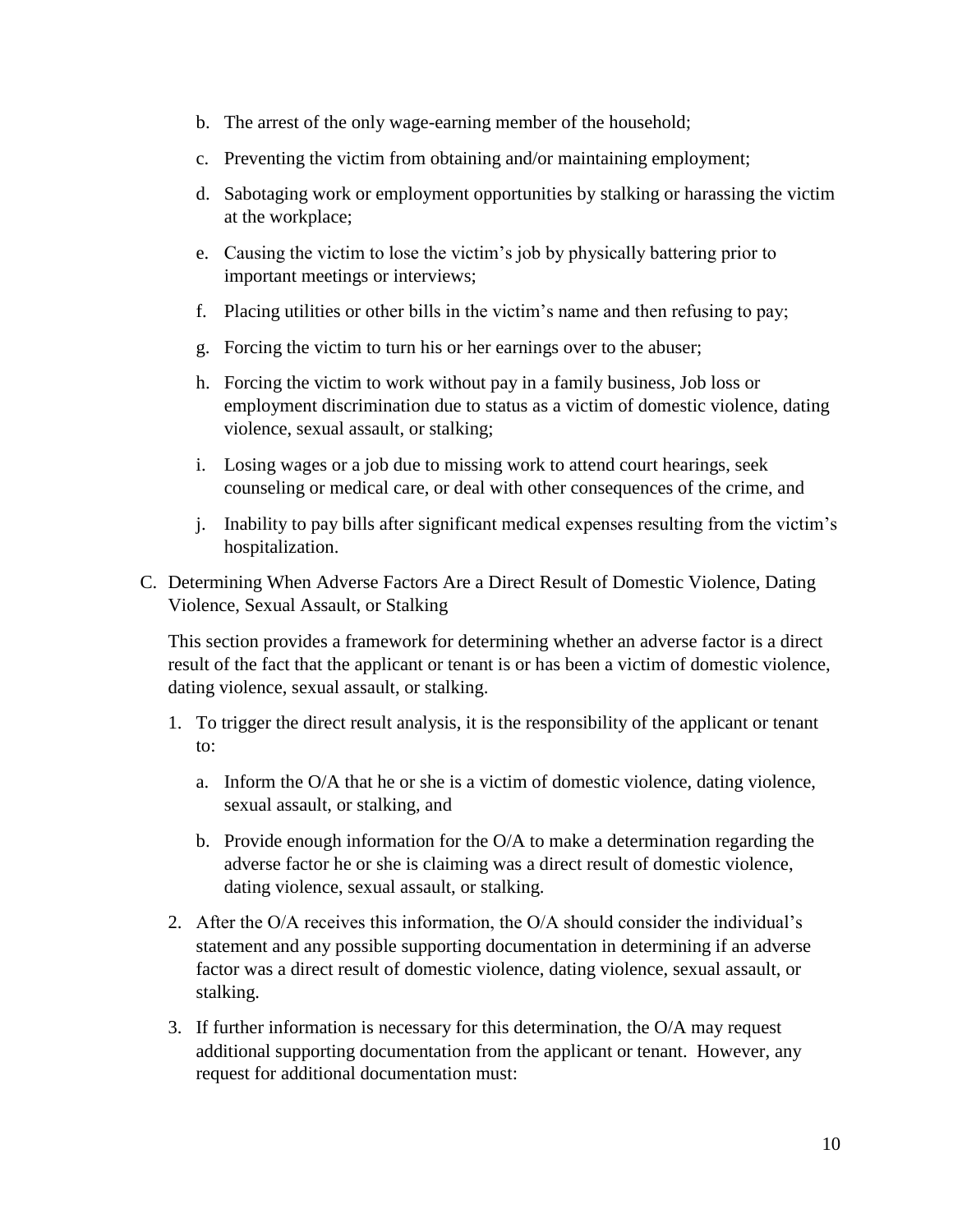b. The arrest of the only wage-earning member of the household;

c. Preventing the victim from obtaining and/or maintaining employment;

d. Sabotaging work or employment opportunities by stalking or harassing the victim at the workplace;

e. Causing the victim to lose the victim's job by physically battering prior to important meetings or interviews;

f. Placing utilities or other bills in the victim's name and then refusing to pay;

g. Forcing the victim to turn his or her earnings over to the abuser;

h. Forcing the victim to work without pay in a family business, Job loss or employment discrimination due to status as a victim of domestic violence, dating violence, sexual assault, or stalking;

i. Losing wages or a job due to missing work to attend court hearings, seek counseling or medical care, or deal with other consequences of the crime, and

j. Inability to pay bills after significant medical expenses resulting from the victim's hospitalization.

C. Determining When Adverse Factors Are a Direct Result of Domestic Violence, Dating Violence, Sexual Assault, or Stalking

This section provides a framework for determining whether an adverse factor is a direct result of the fact that the applicant or tenant is or has been a victim of domestic violence, dating violence, sexual assault, or stalking.

1. To trigger the direct result analysis, it is the responsibility of the applicant or tenant to:

   a. Inform the O/A that he or she is a victim of domestic violence, dating violence, sexual assault, or stalking, and

   b. Provide enough information for the O/A to make a determination regarding the adverse factor he or she is claiming was a direct result of domestic violence, dating violence, sexual assault, or stalking.

2. After the O/A receives this information, the O/A should consider the individual's statement and any possible supporting documentation in determining if an adverse factor was a direct result of domestic violence, dating violence, sexual assault, or stalking.

3. If further information is necessary for this determination, the O/A may request additional supporting documentation from the applicant or tenant. However, any request for additional documentation must: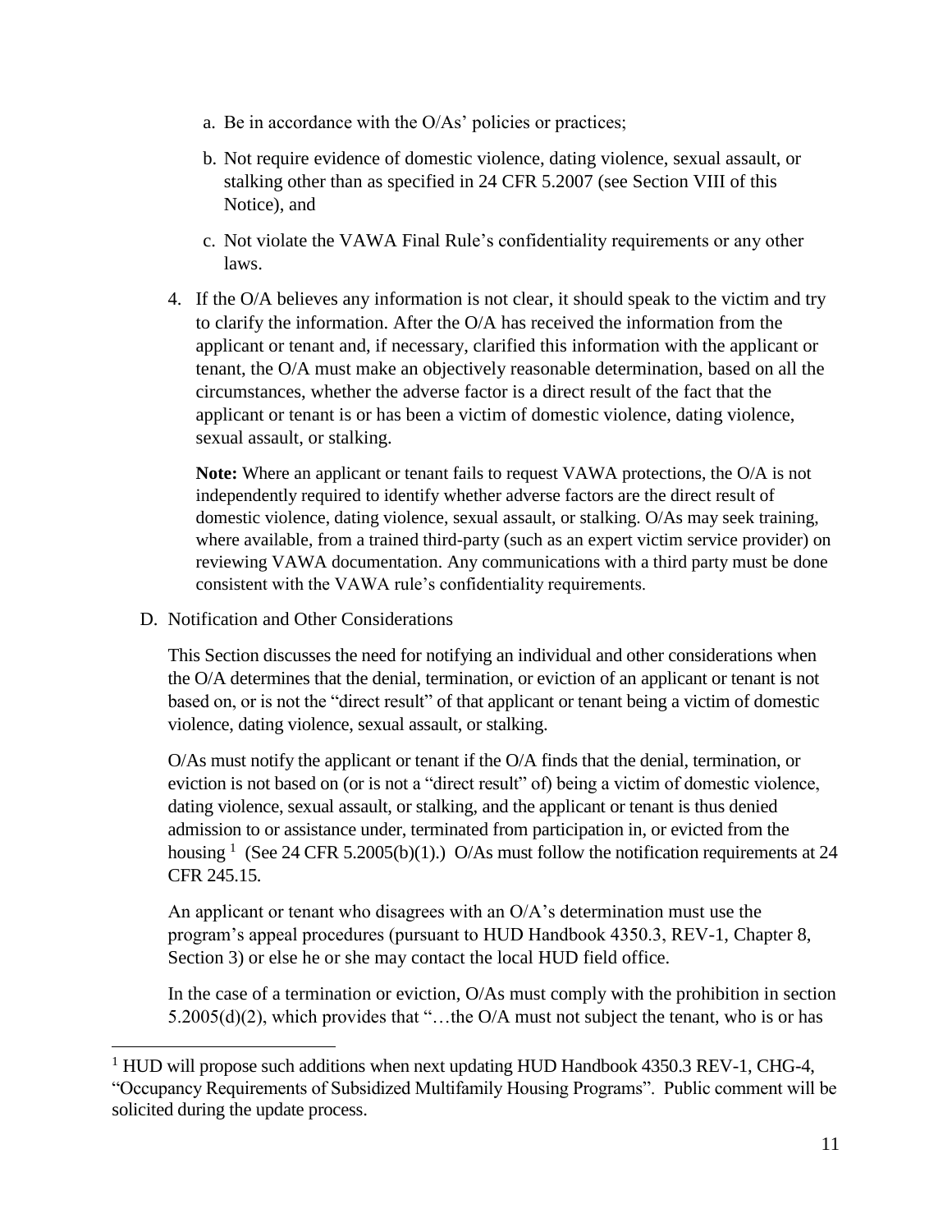a. Be in accordance with the O/As' policies or practices;

b. Not require evidence of domestic violence, dating violence, sexual assault, or stalking other than as specified in 24 CFR 5.2007 (see Section VIII of this Notice), and

c. Not violate the VAWA Final Rule's confidentiality requirements or any other laws.

4. If the O/A believes any information is not clear, it should speak to the victim and try to clarify the information. After the O/A has received the information from the applicant or tenant and, if necessary, clarified this information with the applicant or tenant, the O/A must make an objectively reasonable determination, based on all the circumstances, whether the adverse factor is a direct result of the fact that the applicant or tenant is or has been a victim of domestic violence, dating violence, sexual assault, or stalking.

   **Note:** Where an applicant or tenant fails to request VAWA protections, the O/A is not independently required to identify whether adverse factors are the direct result of domestic violence, dating violence, sexual assault, or stalking. O/As may seek training, where available, from a trained third-party (such as an expert victim service provider) on reviewing VAWA documentation. Any communications with a third party must be done consistent with the VAWA rule's confidentiality requirements.

D. Notification and Other Considerations

This Section discusses the need for notifying an individual and other considerations when the O/A determines that the denial, termination, or eviction of an applicant or tenant is not based on, or is not the "direct result" of that applicant or tenant being a victim of domestic violence, dating violence, sexual assault, or stalking.

O/As must notify the applicant or tenant if the O/A finds that the denial, termination, or eviction is not based on (or is not a "direct result" of) being a victim of domestic violence, dating violence, sexual assault, or stalking, and the applicant or tenant is thus denied admission to or assistance under, terminated from participation in, or evicted from the housing [1] (See 24 CFR 5.2005(b)(1).) O/As must follow the notification requirements at 24 CFR 245.15.

An applicant or tenant who disagrees with an O/A's determination must use the program's appeal procedures (pursuant to HUD Handbook 4350.3, REV-1, Chapter 8, Section 3) or else he or she may contact the local HUD field office.

In the case of a termination or eviction, O/As must comply with the prohibition in section 5.2005(d)(2), which provides that "…the O/A must not subject the tenant, who is or has

---

[1] HUD will propose such additions when next updating HUD Handbook 4350.3 REV-1, CHG-4, "Occupancy Requirements of Subsidized Multifamily Housing Programs". Public comment will be solicited during the update process.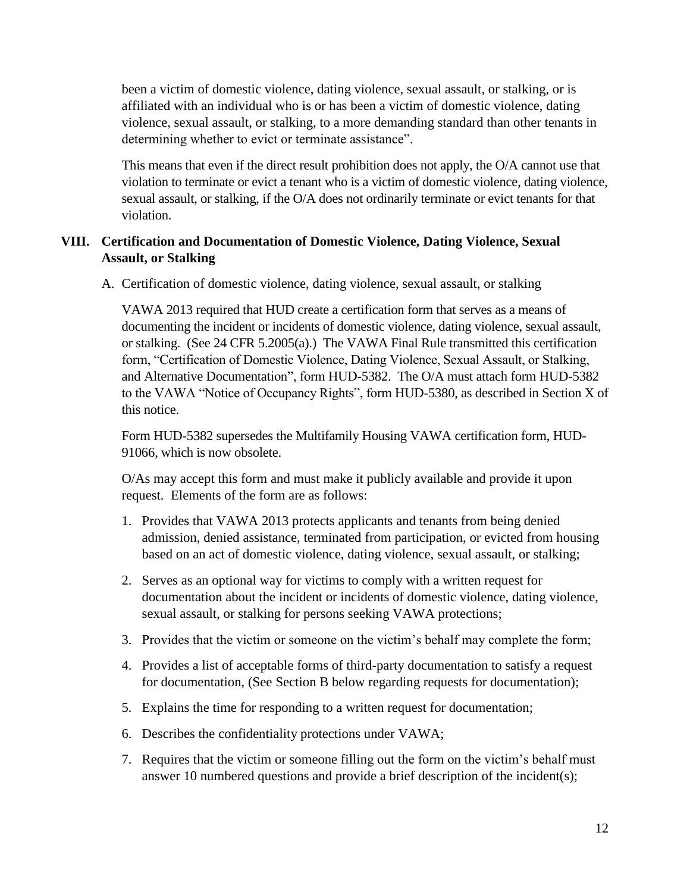been a victim of domestic violence, dating violence, sexual assault, or stalking, or is affiliated with an individual who is or has been a victim of domestic violence, dating violence, sexual assault, or stalking, to a more demanding standard than other tenants in determining whether to evict or terminate assistance".

This means that even if the direct result prohibition does not apply, the O/A cannot use that violation to terminate or evict a tenant who is a victim of domestic violence, dating violence, sexual assault, or stalking, if the O/A does not ordinarily terminate or evict tenants for that violation.

## VIII. Certification and Documentation of Domestic Violence, Dating Violence, Sexual Assault, or Stalking

A. Certification of domestic violence, dating violence, sexual assault, or stalking

VAWA 2013 required that HUD create a certification form that serves as a means of documenting the incident or incidents of domestic violence, dating violence, sexual assault, or stalking. (See 24 CFR 5.2005(a).) The VAWA Final Rule transmitted this certification form, "Certification of Domestic Violence, Dating Violence, Sexual Assault, or Stalking, and Alternative Documentation", form HUD-5382. The O/A must attach form HUD-5382 to the VAWA "Notice of Occupancy Rights", form HUD-5380, as described in Section X of this notice.

Form HUD-5382 supersedes the Multifamily Housing VAWA certification form, HUD-91066, which is now obsolete.

O/As may accept this form and must make it publicly available and provide it upon request. Elements of the form are as follows:

1. Provides that VAWA 2013 protects applicants and tenants from being denied admission, denied assistance, terminated from participation, or evicted from housing based on an act of domestic violence, dating violence, sexual assault, or stalking;
2. Serves as an optional way for victims to comply with a written request for documentation about the incident or incidents of domestic violence, dating violence, sexual assault, or stalking for persons seeking VAWA protections;
3. Provides that the victim or someone on the victim's behalf may complete the form;
4. Provides a list of acceptable forms of third-party documentation to satisfy a request for documentation, (See Section B below regarding requests for documentation);
5. Explains the time for responding to a written request for documentation;
6. Describes the confidentiality protections under VAWA;
7. Requires that the victim or someone filling out the form on the victim's behalf must answer 10 numbered questions and provide a brief description of the incident(s);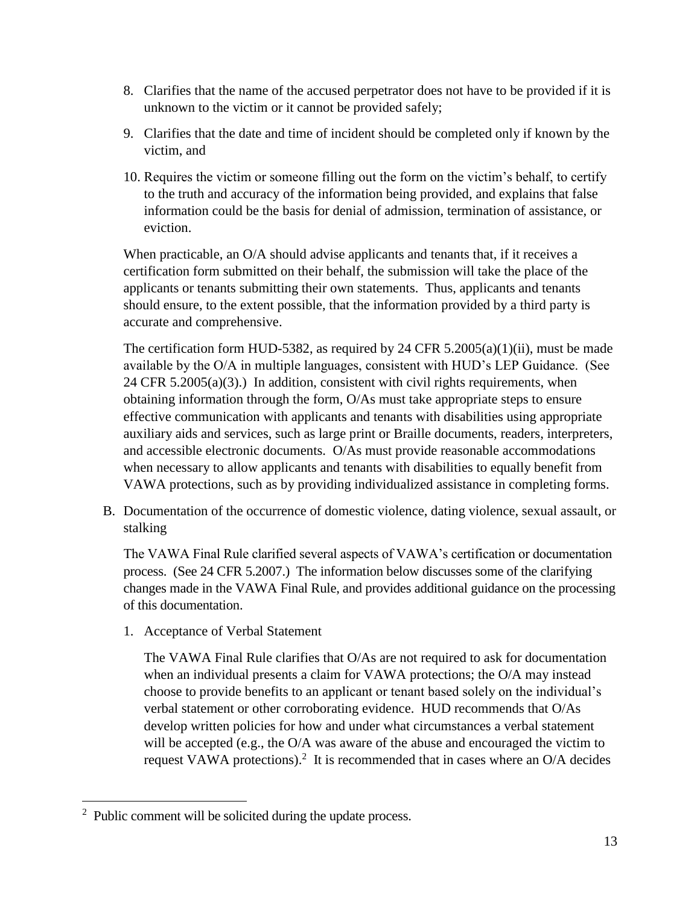8. Clarifies that the name of the accused perpetrator does not have to be provided if it is unknown to the victim or it cannot be provided safely;
9. Clarifies that the date and time of incident should be completed only if known by the victim, and
10. Requires the victim or someone filling out the form on the victim's behalf, to certify to the truth and accuracy of the information being provided, and explains that false information could be the basis for denial of admission, termination of assistance, or eviction.

When practicable, an O/A should advise applicants and tenants that, if it receives a certification form submitted on their behalf, the submission will take the place of the applicants or tenants submitting their own statements. Thus, applicants and tenants should ensure, to the extent possible, that the information provided by a third party is accurate and comprehensive.

The certification form HUD-5382, as required by 24 CFR 5.2005(a)(1)(ii), must be made available by the O/A in multiple languages, consistent with HUD's LEP Guidance. (See 24 CFR 5.2005(a)(3).) In addition, consistent with civil rights requirements, when obtaining information through the form, O/As must take appropriate steps to ensure effective communication with applicants and tenants with disabilities using appropriate auxiliary aids and services, such as large print or Braille documents, readers, interpreters, and accessible electronic documents. O/As must provide reasonable accommodations when necessary to allow applicants and tenants with disabilities to equally benefit from VAWA protections, such as by providing individualized assistance in completing forms.

B. Documentation of the occurrence of domestic violence, dating violence, sexual assault, or stalking

The VAWA Final Rule clarified several aspects of VAWA's certification or documentation process. (See 24 CFR 5.2007.) The information below discusses some of the clarifying changes made in the VAWA Final Rule, and provides additional guidance on the processing of this documentation.

1. Acceptance of Verbal Statement

The VAWA Final Rule clarifies that O/As are not required to ask for documentation when an individual presents a claim for VAWA protections; the O/A may instead choose to provide benefits to an applicant or tenant based solely on the individual's verbal statement or other corroborating evidence. HUD recommends that O/As develop written policies for how and under what circumstances a verbal statement will be accepted (e.g., the O/A was aware of the abuse and encouraged the victim to request VAWA protections).[2] It is recommended that in cases where an O/A decides

[2] Public comment will be solicited during the update process.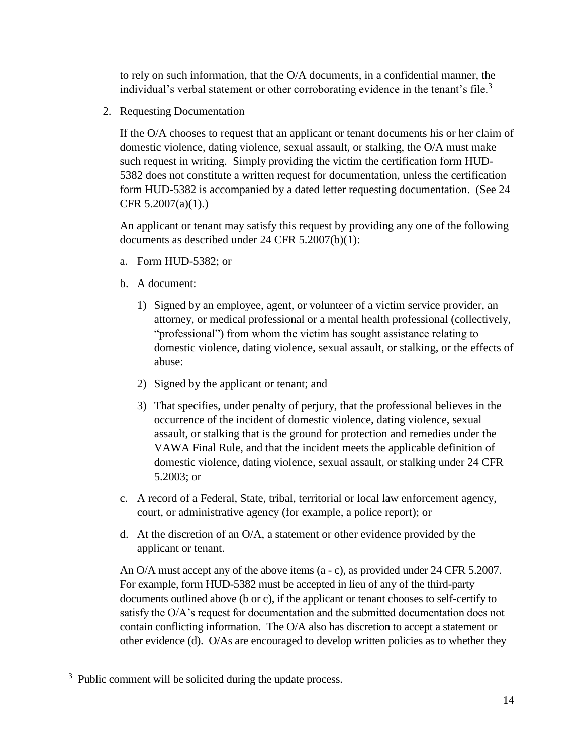to rely on such information, that the O/A documents, in a confidential manner, the individual's verbal statement or other corroborating evidence in the tenant's file.[3]

2. Requesting Documentation

   If the O/A chooses to request that an applicant or tenant documents his or her claim of domestic violence, dating violence, sexual assault, or stalking, the O/A must make such request in writing. Simply providing the victim the certification form HUD-5382 does not constitute a written request for documentation, unless the certification form HUD-5382 is accompanied by a dated letter requesting documentation. (See 24 CFR 5.2007(a)(1).)

   An applicant or tenant may satisfy this request by providing any one of the following documents as described under 24 CFR 5.2007(b)(1):

   a. Form HUD-5382; or

   b. A document:

      1) Signed by an employee, agent, or volunteer of a victim service provider, an attorney, or medical professional or a mental health professional (collectively, "professional") from whom the victim has sought assistance relating to domestic violence, dating violence, sexual assault, or stalking, or the effects of abuse:

      2) Signed by the applicant or tenant; and

      3) That specifies, under penalty of perjury, that the professional believes in the occurrence of the incident of domestic violence, dating violence, sexual assault, or stalking that is the ground for protection and remedies under the VAWA Final Rule, and that the incident meets the applicable definition of domestic violence, dating violence, sexual assault, or stalking under 24 CFR 5.2003; or

   c. A record of a Federal, State, tribal, territorial or local law enforcement agency, court, or administrative agency (for example, a police report); or

   d. At the discretion of an O/A, a statement or other evidence provided by the applicant or tenant.

   An O/A must accept any of the above items (a - c), as provided under 24 CFR 5.2007. For example, form HUD-5382 must be accepted in lieu of any of the third-party documents outlined above (b or c), if the applicant or tenant chooses to self-certify to satisfy the O/A's request for documentation and the submitted documentation does not contain conflicting information. The O/A also has discretion to accept a statement or other evidence (d). O/As are encouraged to develop written policies as to whether they

[3] Public comment will be solicited during the update process.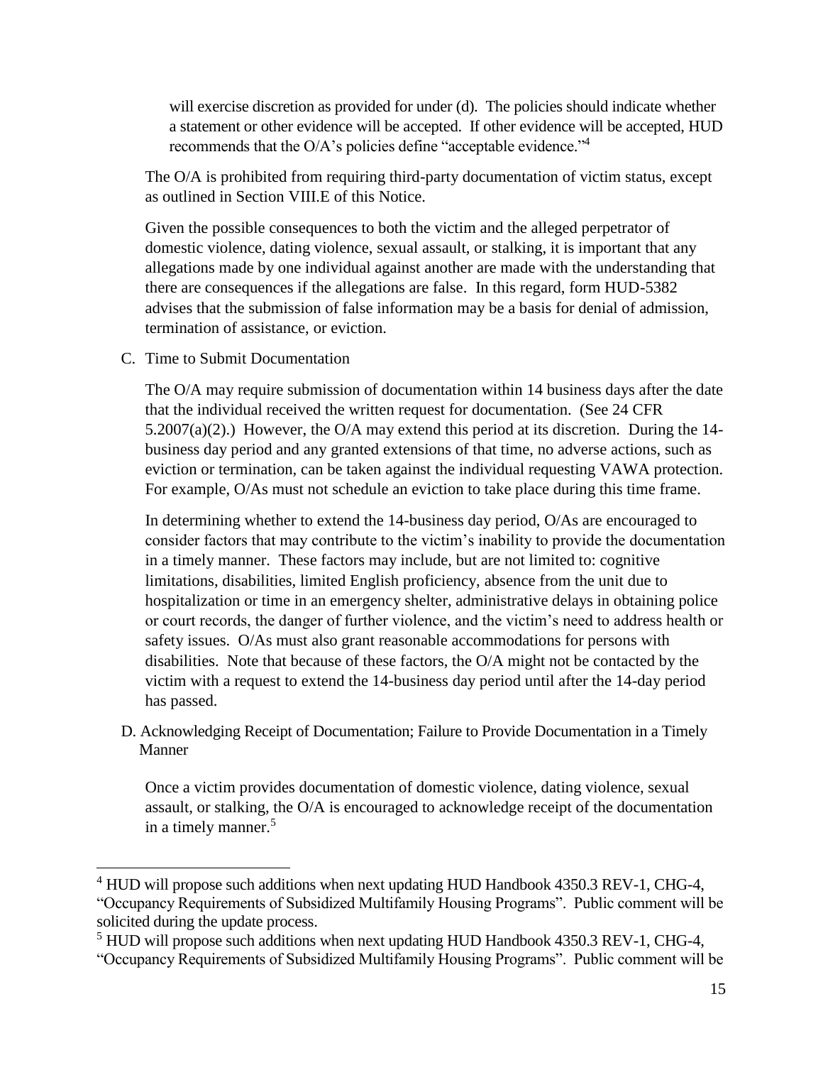will exercise discretion as provided for under (d). The policies should indicate whether a statement or other evidence will be accepted. If other evidence will be accepted, HUD recommends that the O/A's policies define "acceptable evidence."[4]

The O/A is prohibited from requiring third-party documentation of victim status, except as outlined in Section VIII.E of this Notice.

Given the possible consequences to both the victim and the alleged perpetrator of domestic violence, dating violence, sexual assault, or stalking, it is important that any allegations made by one individual against another are made with the understanding that there are consequences if the allegations are false. In this regard, form HUD-5382 advises that the submission of false information may be a basis for denial of admission, termination of assistance, or eviction.

C. Time to Submit Documentation

The O/A may require submission of documentation within 14 business days after the date that the individual received the written request for documentation. (See 24 CFR 5.2007(a)(2).) However, the O/A may extend this period at its discretion. During the 14-business day period and any granted extensions of that time, no adverse actions, such as eviction or termination, can be taken against the individual requesting VAWA protection. For example, O/As must not schedule an eviction to take place during this time frame.

In determining whether to extend the 14-business day period, O/As are encouraged to consider factors that may contribute to the victim's inability to provide the documentation in a timely manner. These factors may include, but are not limited to: cognitive limitations, disabilities, limited English proficiency, absence from the unit due to hospitalization or time in an emergency shelter, administrative delays in obtaining police or court records, the danger of further violence, and the victim's need to address health or safety issues. O/As must also grant reasonable accommodations for persons with disabilities. Note that because of these factors, the O/A might not be contacted by the victim with a request to extend the 14-business day period until after the 14-day period has passed.

D. Acknowledging Receipt of Documentation; Failure to Provide Documentation in a Timely Manner

Once a victim provides documentation of domestic violence, dating violence, sexual assault, or stalking, the O/A is encouraged to acknowledge receipt of the documentation in a timely manner.[5]

---

[4] HUD will propose such additions when next updating HUD Handbook 4350.3 REV-1, CHG-4, "Occupancy Requirements of Subsidized Multifamily Housing Programs". Public comment will be solicited during the update process.

[5] HUD will propose such additions when next updating HUD Handbook 4350.3 REV-1, CHG-4, "Occupancy Requirements of Subsidized Multifamily Housing Programs". Public comment will be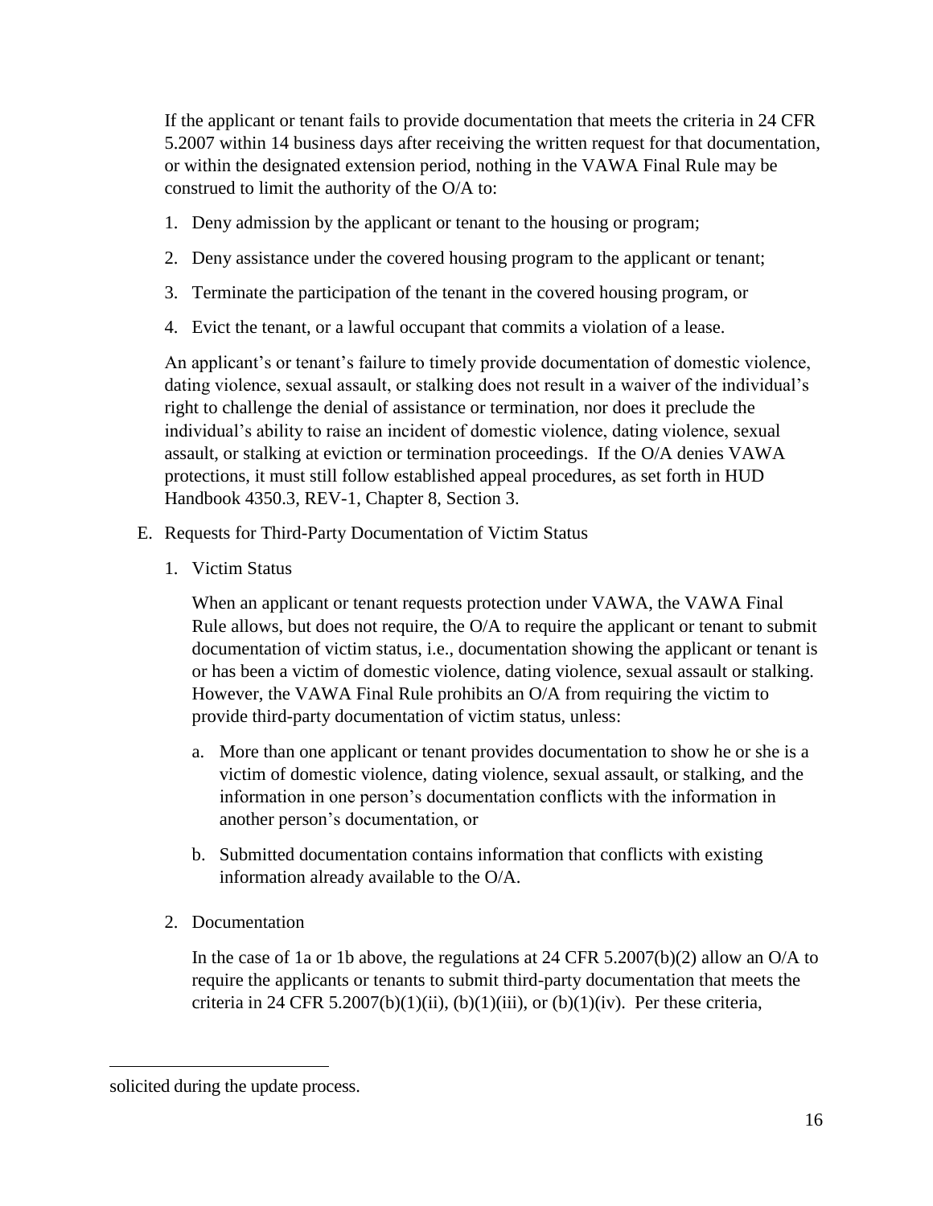If the applicant or tenant fails to provide documentation that meets the criteria in 24 CFR 5.2007 within 14 business days after receiving the written request for that documentation, or within the designated extension period, nothing in the VAWA Final Rule may be construed to limit the authority of the O/A to:

1. Deny admission by the applicant or tenant to the housing or program;
2. Deny assistance under the covered housing program to the applicant or tenant;
3. Terminate the participation of the tenant in the covered housing program, or
4. Evict the tenant, or a lawful occupant that commits a violation of a lease.

An applicant's or tenant's failure to timely provide documentation of domestic violence, dating violence, sexual assault, or stalking does not result in a waiver of the individual's right to challenge the denial of assistance or termination, nor does it preclude the individual's ability to raise an incident of domestic violence, dating violence, sexual assault, or stalking at eviction or termination proceedings. If the O/A denies VAWA protections, it must still follow established appeal procedures, as set forth in HUD Handbook 4350.3, REV-1, Chapter 8, Section 3.

E. Requests for Third-Party Documentation of Victim Status

1. Victim Status

   When an applicant or tenant requests protection under VAWA, the VAWA Final Rule allows, but does not require, the O/A to require the applicant or tenant to submit documentation of victim status, i.e., documentation showing the applicant or tenant is or has been a victim of domestic violence, dating violence, sexual assault or stalking. However, the VAWA Final Rule prohibits an O/A from requiring the victim to provide third-party documentation of victim status, unless:

   a. More than one applicant or tenant provides documentation to show he or she is a victim of domestic violence, dating violence, sexual assault, or stalking, and the information in one person's documentation conflicts with the information in another person's documentation, or

   b. Submitted documentation contains information that conflicts with existing information already available to the O/A.

2. Documentation

   In the case of 1a or 1b above, the regulations at 24 CFR 5.2007(b)(2) allow an O/A to require the applicants or tenants to submit third-party documentation that meets the criteria in 24 CFR 5.2007(b)(1)(ii), (b)(1)(iii), or (b)(1)(iv). Per these criteria,

---

solicited during the update process.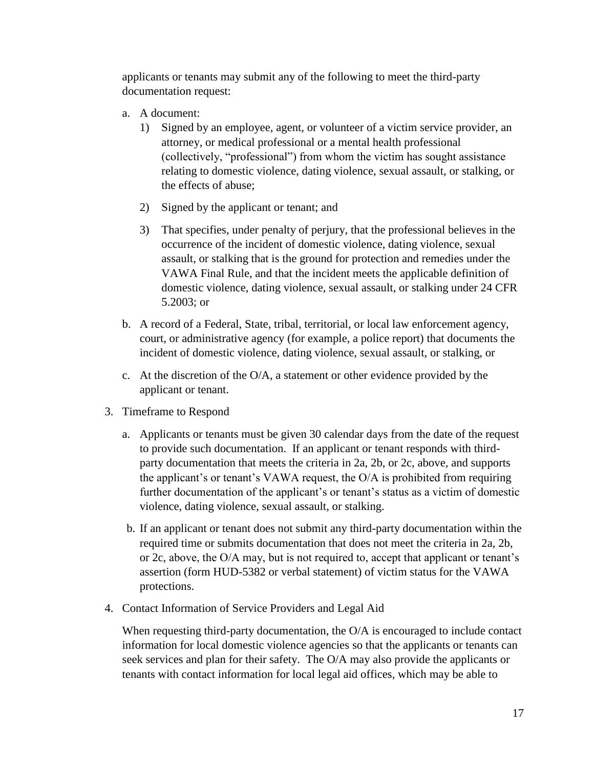applicants or tenants may submit any of the following to meet the third-party documentation request:

a. A document:

   1) Signed by an employee, agent, or volunteer of a victim service provider, an attorney, or medical professional or a mental health professional (collectively, "professional") from whom the victim has sought assistance relating to domestic violence, dating violence, sexual assault, or stalking, or the effects of abuse;

   2) Signed by the applicant or tenant; and

   3) That specifies, under penalty of perjury, that the professional believes in the occurrence of the incident of domestic violence, dating violence, sexual assault, or stalking that is the ground for protection and remedies under the VAWA Final Rule, and that the incident meets the applicable definition of domestic violence, dating violence, sexual assault, or stalking under 24 CFR 5.2003; or

b. A record of a Federal, State, tribal, territorial, or local law enforcement agency, court, or administrative agency (for example, a police report) that documents the incident of domestic violence, dating violence, sexual assault, or stalking, or

c. At the discretion of the O/A, a statement or other evidence provided by the applicant or tenant.

3. Timeframe to Respond

   a. Applicants or tenants must be given 30 calendar days from the date of the request to provide such documentation. If an applicant or tenant responds with third-party documentation that meets the criteria in 2a, 2b, or 2c, above, and supports the applicant's or tenant's VAWA request, the O/A is prohibited from requiring further documentation of the applicant's or tenant's status as a victim of domestic violence, dating violence, sexual assault, or stalking.

   b. If an applicant or tenant does not submit any third-party documentation within the required time or submits documentation that does not meet the criteria in 2a, 2b, or 2c, above, the O/A may, but is not required to, accept that applicant or tenant's assertion (form HUD-5382 or verbal statement) of victim status for the VAWA protections.

4. Contact Information of Service Providers and Legal Aid

   When requesting third-party documentation, the O/A is encouraged to include contact information for local domestic violence agencies so that the applicants or tenants can seek services and plan for their safety. The O/A may also provide the applicants or tenants with contact information for local legal aid offices, which may be able to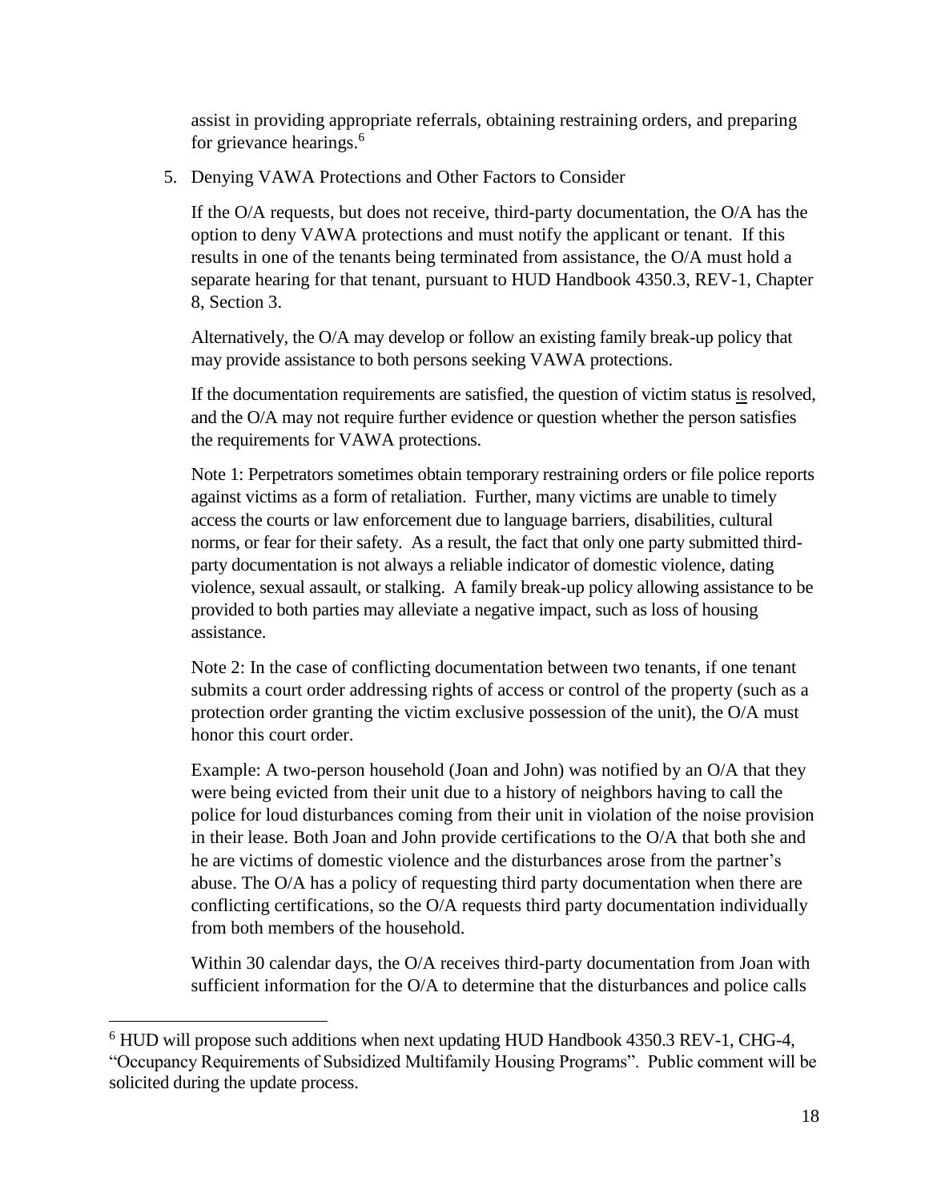assist in providing appropriate referrals, obtaining restraining orders, and preparing for grievance hearings.[6]

5. Denying VAWA Protections and Other Factors to Consider

   If the O/A requests, but does not receive, third-party documentation, the O/A has the option to deny VAWA protections and must notify the applicant or tenant. If this results in one of the tenants being terminated from assistance, the O/A must hold a separate hearing for that tenant, pursuant to HUD Handbook 4350.3, REV-1, Chapter 8, Section 3.

   Alternatively, the O/A may develop or follow an existing family break-up policy that may provide assistance to both persons seeking VAWA protections.

   If the documentation requirements are satisfied, the question of victim status <u>is</u> resolved, and the O/A may not require further evidence or question whether the person satisfies the requirements for VAWA protections.

   Note 1: Perpetrators sometimes obtain temporary restraining orders or file police reports against victims as a form of retaliation. Further, many victims are unable to timely access the courts or law enforcement due to language barriers, disabilities, cultural norms, or fear for their safety. As a result, the fact that only one party submitted third-party documentation is not always a reliable indicator of domestic violence, dating violence, sexual assault, or stalking. A family break-up policy allowing assistance to be provided to both parties may alleviate a negative impact, such as loss of housing assistance.

   Note 2: In the case of conflicting documentation between two tenants, if one tenant submits a court order addressing rights of access or control of the property (such as a protection order granting the victim exclusive possession of the unit), the O/A must honor this court order.

   Example: A two-person household (Joan and John) was notified by an O/A that they were being evicted from their unit due to a history of neighbors having to call the police for loud disturbances coming from their unit in violation of the noise provision in their lease. Both Joan and John provide certifications to the O/A that both she and he are victims of domestic violence and the disturbances arose from the partner's abuse. The O/A has a policy of requesting third party documentation when there are conflicting certifications, so the O/A requests third party documentation individually from both members of the household.

   Within 30 calendar days, the O/A receives third-party documentation from Joan with sufficient information for the O/A to determine that the disturbances and police calls

[6] HUD will propose such additions when next updating HUD Handbook 4350.3 REV-1, CHG-4, "Occupancy Requirements of Subsidized Multifamily Housing Programs". Public comment will be solicited during the update process.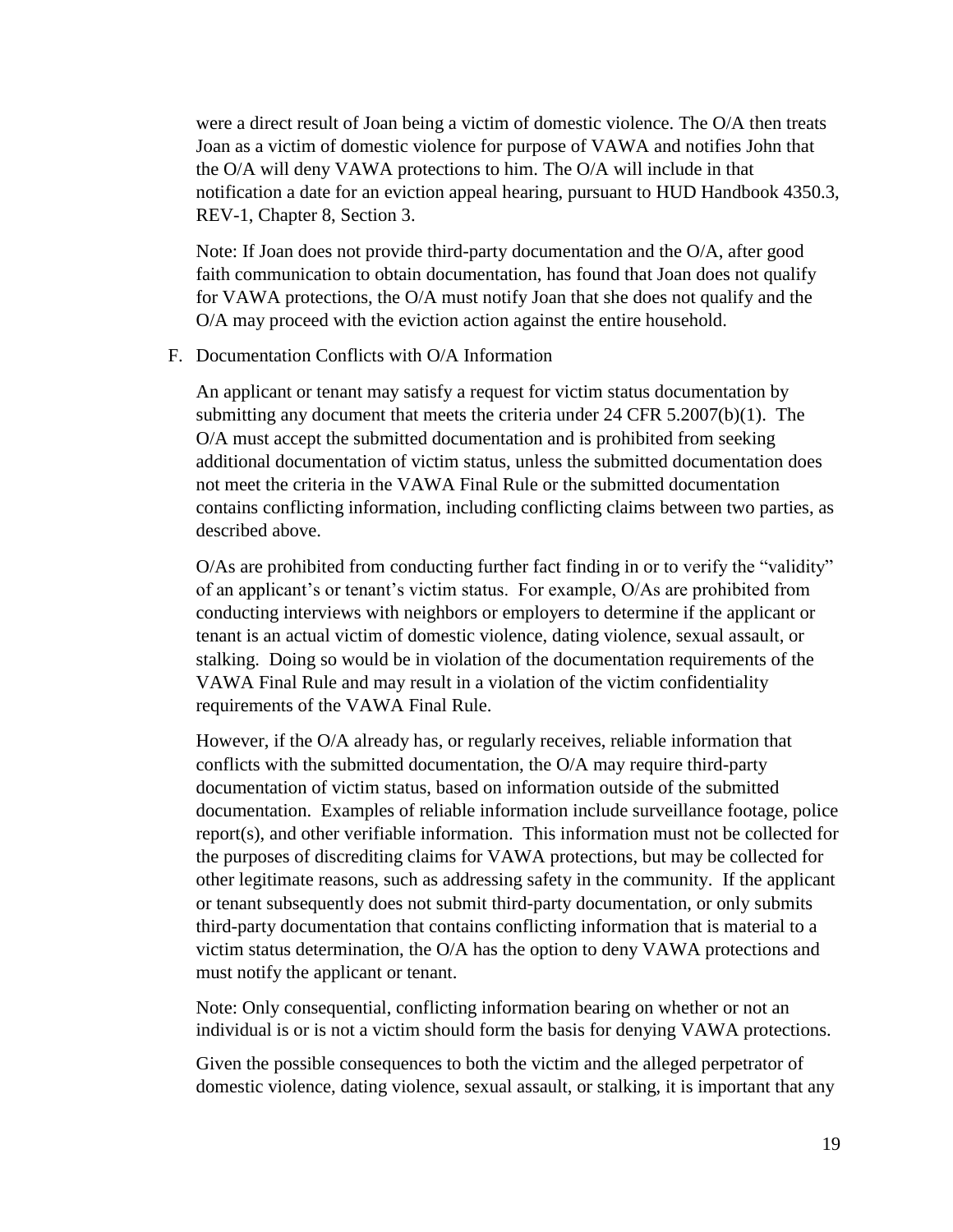were a direct result of Joan being a victim of domestic violence. The O/A then treats Joan as a victim of domestic violence for purpose of VAWA and notifies John that the O/A will deny VAWA protections to him. The O/A will include in that notification a date for an eviction appeal hearing, pursuant to HUD Handbook 4350.3, REV-1, Chapter 8, Section 3.

Note: If Joan does not provide third-party documentation and the O/A, after good faith communication to obtain documentation, has found that Joan does not qualify for VAWA protections, the O/A must notify Joan that she does not qualify and the O/A may proceed with the eviction action against the entire household.

F. Documentation Conflicts with O/A Information

An applicant or tenant may satisfy a request for victim status documentation by submitting any document that meets the criteria under 24 CFR 5.2007(b)(1). The O/A must accept the submitted documentation and is prohibited from seeking additional documentation of victim status, unless the submitted documentation does not meet the criteria in the VAWA Final Rule or the submitted documentation contains conflicting information, including conflicting claims between two parties, as described above.

O/As are prohibited from conducting further fact finding in or to verify the "validity" of an applicant's or tenant's victim status. For example, O/As are prohibited from conducting interviews with neighbors or employers to determine if the applicant or tenant is an actual victim of domestic violence, dating violence, sexual assault, or stalking. Doing so would be in violation of the documentation requirements of the VAWA Final Rule and may result in a violation of the victim confidentiality requirements of the VAWA Final Rule.

However, if the O/A already has, or regularly receives, reliable information that conflicts with the submitted documentation, the O/A may require third-party documentation of victim status, based on information outside of the submitted documentation. Examples of reliable information include surveillance footage, police report(s), and other verifiable information. This information must not be collected for the purposes of discrediting claims for VAWA protections, but may be collected for other legitimate reasons, such as addressing safety in the community. If the applicant or tenant subsequently does not submit third-party documentation, or only submits third-party documentation that contains conflicting information that is material to a victim status determination, the O/A has the option to deny VAWA protections and must notify the applicant or tenant.

Note: Only consequential, conflicting information bearing on whether or not an individual is or is not a victim should form the basis for denying VAWA protections.

Given the possible consequences to both the victim and the alleged perpetrator of domestic violence, dating violence, sexual assault, or stalking, it is important that any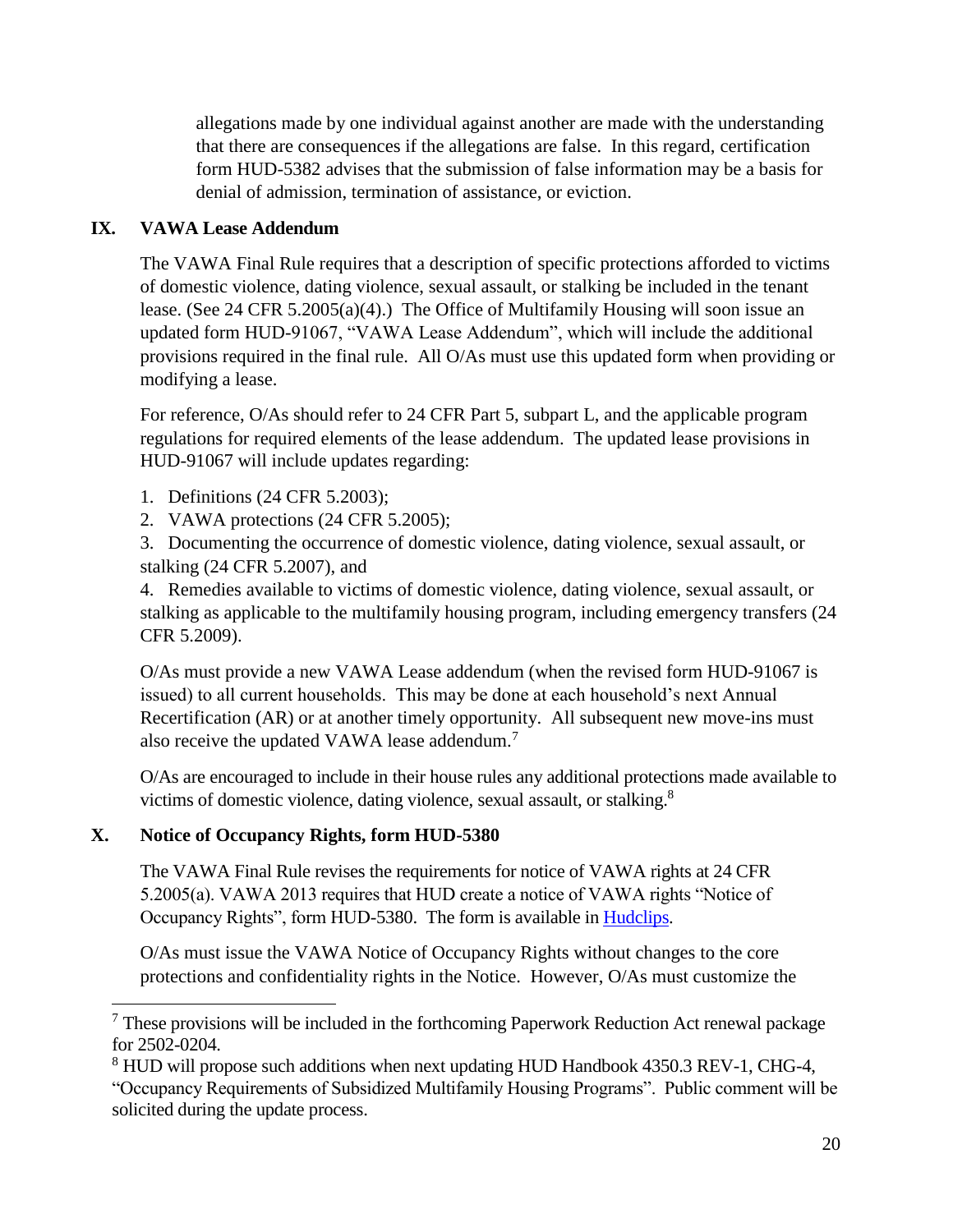allegations made by one individual against another are made with the understanding that there are consequences if the allegations are false. In this regard, certification form HUD-5382 advises that the submission of false information may be a basis for denial of admission, termination of assistance, or eviction.

## IX. VAWA Lease Addendum

The VAWA Final Rule requires that a description of specific protections afforded to victims of domestic violence, dating violence, sexual assault, or stalking be included in the tenant lease. (See 24 CFR 5.2005(a)(4).) The Office of Multifamily Housing will soon issue an updated form HUD-91067, "VAWA Lease Addendum", which will include the additional provisions required in the final rule. All O/As must use this updated form when providing or modifying a lease.

For reference, O/As should refer to 24 CFR Part 5, subpart L, and the applicable program regulations for required elements of the lease addendum. The updated lease provisions in HUD-91067 will include updates regarding:

1. Definitions (24 CFR 5.2003);
2. VAWA protections (24 CFR 5.2005);
3. Documenting the occurrence of domestic violence, dating violence, sexual assault, or stalking (24 CFR 5.2007), and
4. Remedies available to victims of domestic violence, dating violence, sexual assault, or stalking as applicable to the multifamily housing program, including emergency transfers (24 CFR 5.2009).

O/As must provide a new VAWA Lease addendum (when the revised form HUD-91067 is issued) to all current households. This may be done at each household's next Annual Recertification (AR) or at another timely opportunity. All subsequent new move-ins must also receive the updated VAWA lease addendum.[7]

O/As are encouraged to include in their house rules any additional protections made available to victims of domestic violence, dating violence, sexual assault, or stalking.[8]

## X. Notice of Occupancy Rights, form HUD-5380

The VAWA Final Rule revises the requirements for notice of VAWA rights at 24 CFR 5.2005(a). VAWA 2013 requires that HUD create a notice of VAWA rights "Notice of Occupancy Rights", form HUD-5380. The form is available in Hudclips.

O/As must issue the VAWA Notice of Occupancy Rights without changes to the core protections and confidentiality rights in the Notice. However, O/As must customize the

[7] These provisions will be included in the forthcoming Paperwork Reduction Act renewal package for 2502-0204.

[8] HUD will propose such additions when next updating HUD Handbook 4350.3 REV-1, CHG-4, "Occupancy Requirements of Subsidized Multifamily Housing Programs". Public comment will be solicited during the update process.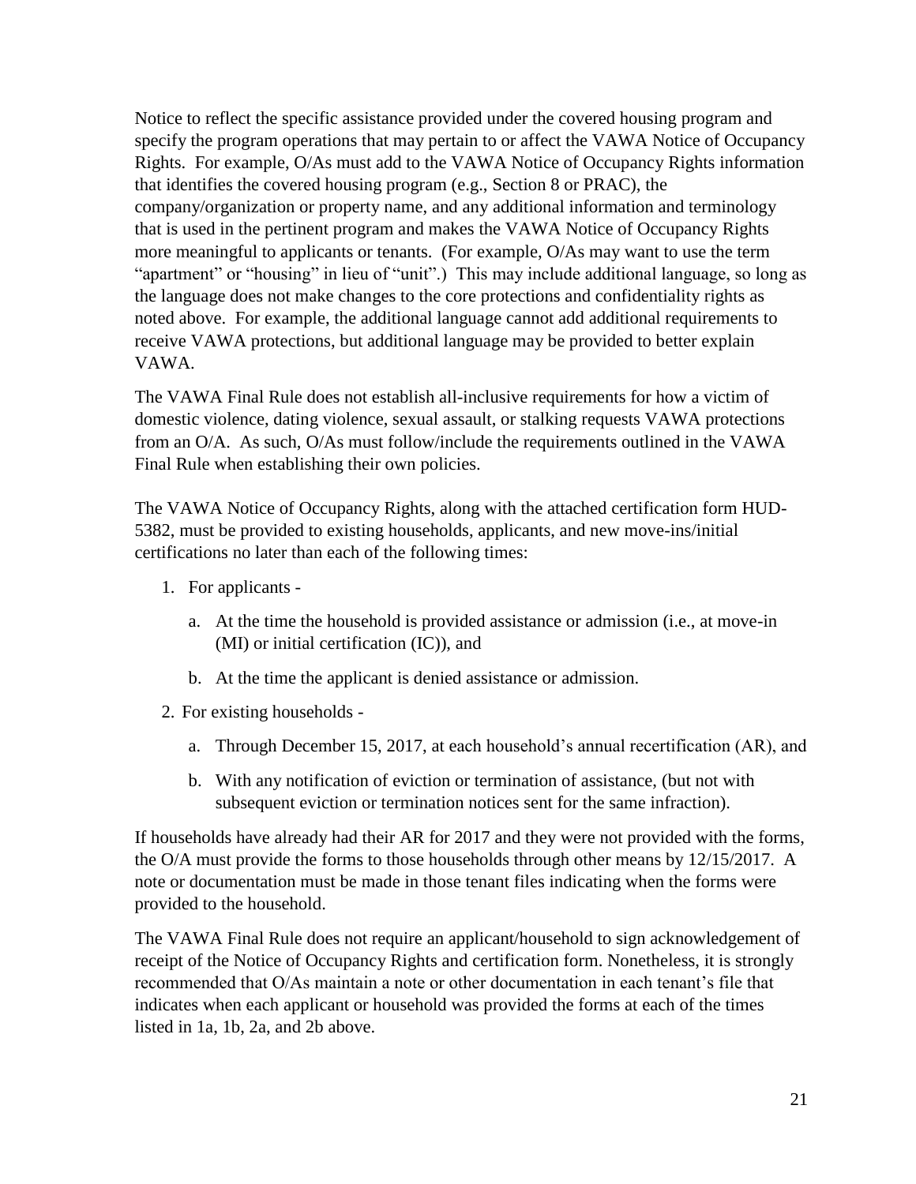Notice to reflect the specific assistance provided under the covered housing program and specify the program operations that may pertain to or affect the VAWA Notice of Occupancy Rights. For example, O/As must add to the VAWA Notice of Occupancy Rights information that identifies the covered housing program (e.g., Section 8 or PRAC), the company/organization or property name, and any additional information and terminology that is used in the pertinent program and makes the VAWA Notice of Occupancy Rights more meaningful to applicants or tenants. (For example, O/As may want to use the term "apartment" or "housing" in lieu of "unit".) This may include additional language, so long as the language does not make changes to the core protections and confidentiality rights as noted above. For example, the additional language cannot add additional requirements to receive VAWA protections, but additional language may be provided to better explain VAWA.

The VAWA Final Rule does not establish all-inclusive requirements for how a victim of domestic violence, dating violence, sexual assault, or stalking requests VAWA protections from an O/A. As such, O/As must follow/include the requirements outlined in the VAWA Final Rule when establishing their own policies.

The VAWA Notice of Occupancy Rights, along with the attached certification form HUD-5382, must be provided to existing households, applicants, and new move-ins/initial certifications no later than each of the following times:

1. For applicants -
   a. At the time the household is provided assistance or admission (i.e., at move-in (MI) or initial certification (IC)), and
   b. At the time the applicant is denied assistance or admission.
2. For existing households -
   a. Through December 15, 2017, at each household's annual recertification (AR), and
   b. With any notification of eviction or termination of assistance, (but not with subsequent eviction or termination notices sent for the same infraction).

If households have already had their AR for 2017 and they were not provided with the forms, the O/A must provide the forms to those households through other means by 12/15/2017. A note or documentation must be made in those tenant files indicating when the forms were provided to the household.

The VAWA Final Rule does not require an applicant/household to sign acknowledgement of receipt of the Notice of Occupancy Rights and certification form. Nonetheless, it is strongly recommended that O/As maintain a note or other documentation in each tenant's file that indicates when each applicant or household was provided the forms at each of the times listed in 1a, 1b, 2a, and 2b above.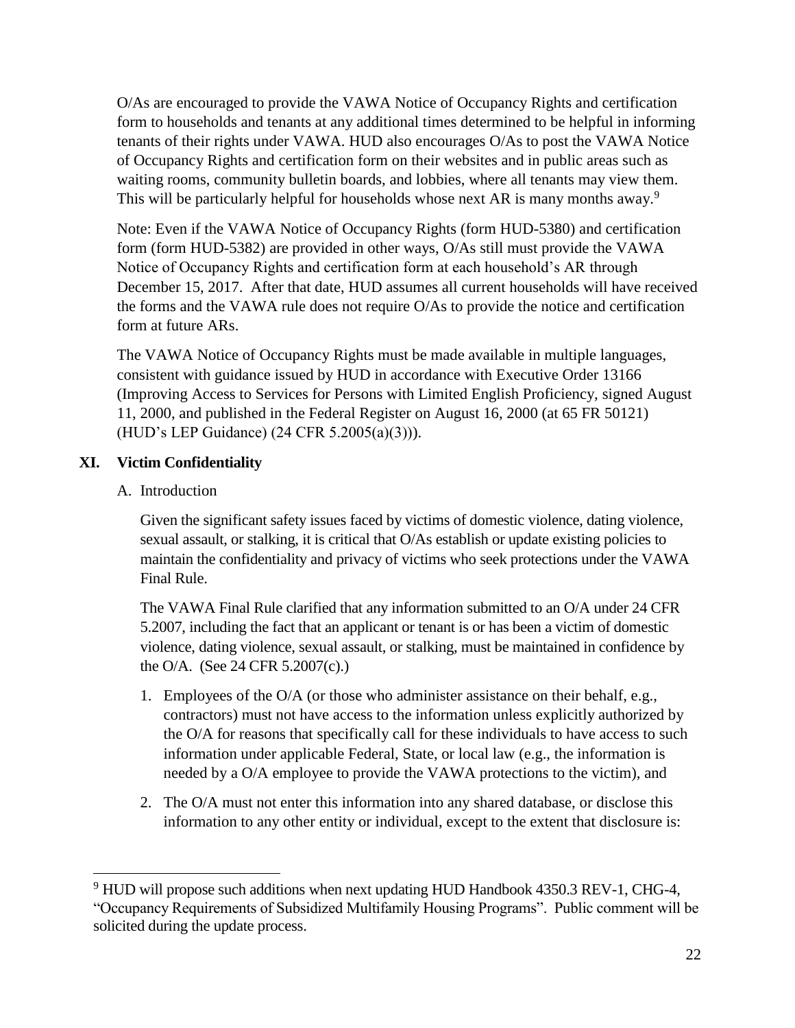O/As are encouraged to provide the VAWA Notice of Occupancy Rights and certification form to households and tenants at any additional times determined to be helpful in informing tenants of their rights under VAWA. HUD also encourages O/As to post the VAWA Notice of Occupancy Rights and certification form on their websites and in public areas such as waiting rooms, community bulletin boards, and lobbies, where all tenants may view them. This will be particularly helpful for households whose next AR is many months away.[9]

Note: Even if the VAWA Notice of Occupancy Rights (form HUD-5380) and certification form (form HUD-5382) are provided in other ways, O/As still must provide the VAWA Notice of Occupancy Rights and certification form at each household's AR through December 15, 2017. After that date, HUD assumes all current households will have received the forms and the VAWA rule does not require O/As to provide the notice and certification form at future ARs.

The VAWA Notice of Occupancy Rights must be made available in multiple languages, consistent with guidance issued by HUD in accordance with Executive Order 13166 (Improving Access to Services for Persons with Limited English Proficiency, signed August 11, 2000, and published in the Federal Register on August 16, 2000 (at 65 FR 50121) (HUD's LEP Guidance) (24 CFR 5.2005(a)(3))).

## XI. Victim Confidentiality

### A. Introduction

Given the significant safety issues faced by victims of domestic violence, dating violence, sexual assault, or stalking, it is critical that O/As establish or update existing policies to maintain the confidentiality and privacy of victims who seek protections under the VAWA Final Rule.

The VAWA Final Rule clarified that any information submitted to an O/A under 24 CFR 5.2007, including the fact that an applicant or tenant is or has been a victim of domestic violence, dating violence, sexual assault, or stalking, must be maintained in confidence by the O/A. (See 24 CFR 5.2007(c).)

1. Employees of the O/A (or those who administer assistance on their behalf, e.g., contractors) must not have access to the information unless explicitly authorized by the O/A for reasons that specifically call for these individuals to have access to such information under applicable Federal, State, or local law (e.g., the information is needed by a O/A employee to provide the VAWA protections to the victim), and

2. The O/A must not enter this information into any shared database, or disclose this information to any other entity or individual, except to the extent that disclosure is:

---

[9] HUD will propose such additions when next updating HUD Handbook 4350.3 REV-1, CHG-4, "Occupancy Requirements of Subsidized Multifamily Housing Programs". Public comment will be solicited during the update process.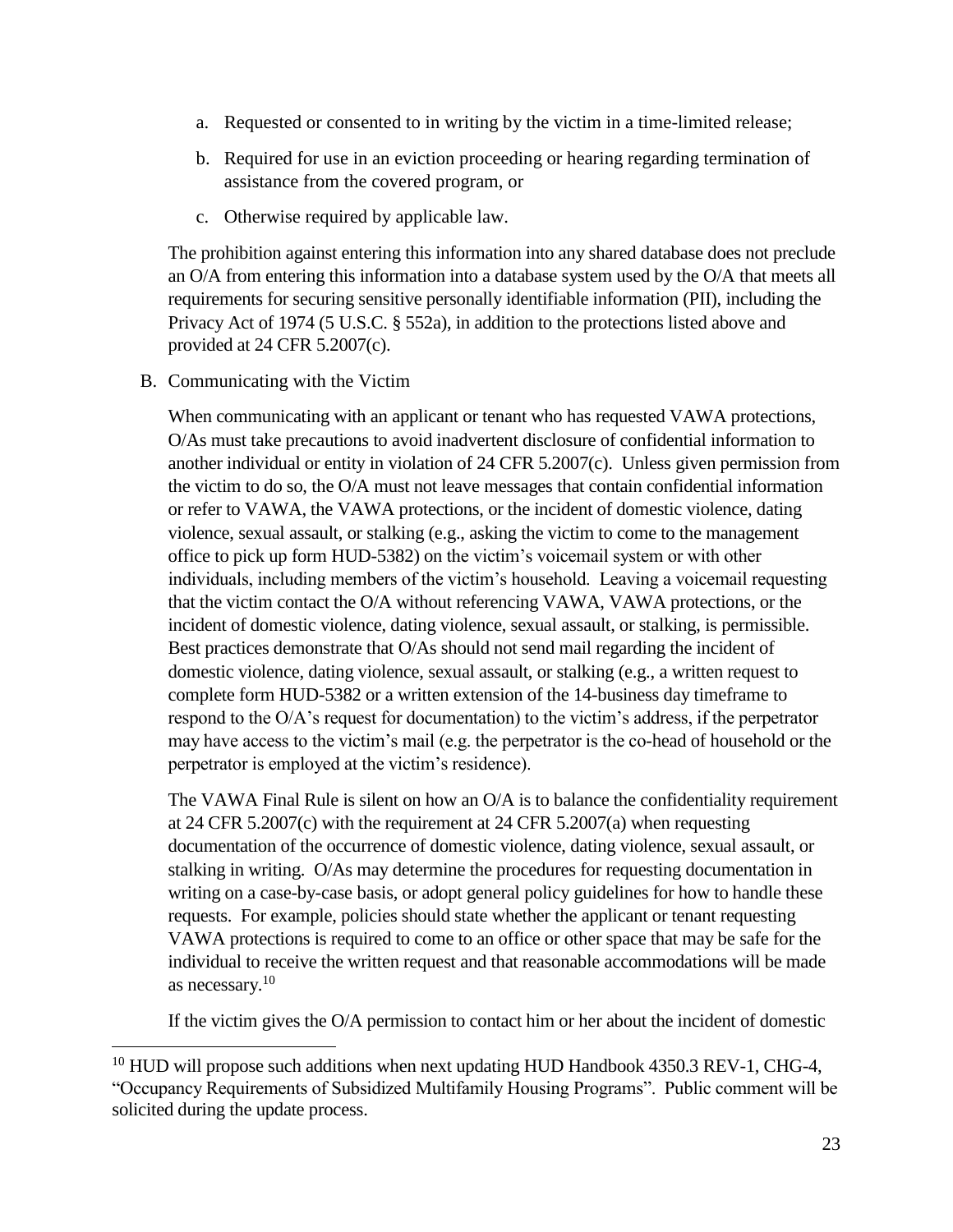a. Requested or consented to in writing by the victim in a time-limited release;

b. Required for use in an eviction proceeding or hearing regarding termination of assistance from the covered program, or

c. Otherwise required by applicable law.

The prohibition against entering this information into any shared database does not preclude an O/A from entering this information into a database system used by the O/A that meets all requirements for securing sensitive personally identifiable information (PII), including the Privacy Act of 1974 (5 U.S.C. § 552a), in addition to the protections listed above and provided at 24 CFR 5.2007(c).

B. Communicating with the Victim

When communicating with an applicant or tenant who has requested VAWA protections, O/As must take precautions to avoid inadvertent disclosure of confidential information to another individual or entity in violation of 24 CFR 5.2007(c). Unless given permission from the victim to do so, the O/A must not leave messages that contain confidential information or refer to VAWA, the VAWA protections, or the incident of domestic violence, dating violence, sexual assault, or stalking (e.g., asking the victim to come to the management office to pick up form HUD-5382) on the victim's voicemail system or with other individuals, including members of the victim's household. Leaving a voicemail requesting that the victim contact the O/A without referencing VAWA, VAWA protections, or the incident of domestic violence, dating violence, sexual assault, or stalking, is permissible. Best practices demonstrate that O/As should not send mail regarding the incident of domestic violence, dating violence, sexual assault, or stalking (e.g., a written request to complete form HUD-5382 or a written extension of the 14-business day timeframe to respond to the O/A's request for documentation) to the victim's address, if the perpetrator may have access to the victim's mail (e.g. the perpetrator is the co-head of household or the perpetrator is employed at the victim's residence).

The VAWA Final Rule is silent on how an O/A is to balance the confidentiality requirement at 24 CFR 5.2007(c) with the requirement at 24 CFR 5.2007(a) when requesting documentation of the occurrence of domestic violence, dating violence, sexual assault, or stalking in writing. O/As may determine the procedures for requesting documentation in writing on a case-by-case basis, or adopt general policy guidelines for how to handle these requests. For example, policies should state whether the applicant or tenant requesting VAWA protections is required to come to an office or other space that may be safe for the individual to receive the written request and that reasonable accommodations will be made as necessary.[10]

If the victim gives the O/A permission to contact him or her about the incident of domestic

[10] HUD will propose such additions when next updating HUD Handbook 4350.3 REV-1, CHG-4, "Occupancy Requirements of Subsidized Multifamily Housing Programs". Public comment will be solicited during the update process.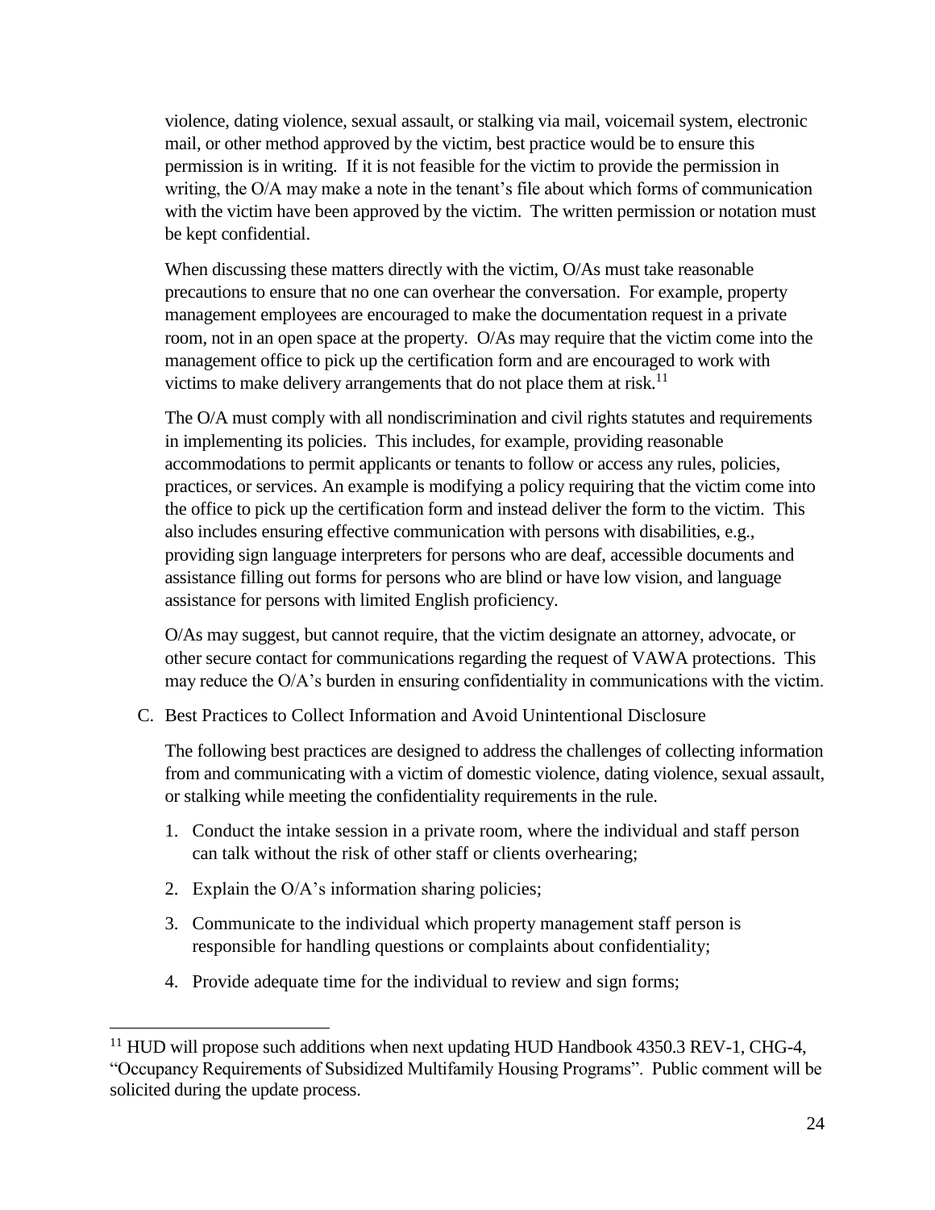violence, dating violence, sexual assault, or stalking via mail, voicemail system, electronic mail, or other method approved by the victim, best practice would be to ensure this permission is in writing. If it is not feasible for the victim to provide the permission in writing, the O/A may make a note in the tenant's file about which forms of communication with the victim have been approved by the victim. The written permission or notation must be kept confidential.

When discussing these matters directly with the victim, O/As must take reasonable precautions to ensure that no one can overhear the conversation. For example, property management employees are encouraged to make the documentation request in a private room, not in an open space at the property. O/As may require that the victim come into the management office to pick up the certification form and are encouraged to work with victims to make delivery arrangements that do not place them at risk.[11]

The O/A must comply with all nondiscrimination and civil rights statutes and requirements in implementing its policies. This includes, for example, providing reasonable accommodations to permit applicants or tenants to follow or access any rules, policies, practices, or services. An example is modifying a policy requiring that the victim come into the office to pick up the certification form and instead deliver the form to the victim. This also includes ensuring effective communication with persons with disabilities, e.g., providing sign language interpreters for persons who are deaf, accessible documents and assistance filling out forms for persons who are blind or have low vision, and language assistance for persons with limited English proficiency.

O/As may suggest, but cannot require, that the victim designate an attorney, advocate, or other secure contact for communications regarding the request of VAWA protections. This may reduce the O/A's burden in ensuring confidentiality in communications with the victim.

C. Best Practices to Collect Information and Avoid Unintentional Disclosure

The following best practices are designed to address the challenges of collecting information from and communicating with a victim of domestic violence, dating violence, sexual assault, or stalking while meeting the confidentiality requirements in the rule.

1. Conduct the intake session in a private room, where the individual and staff person can talk without the risk of other staff or clients overhearing;
2. Explain the O/A's information sharing policies;
3. Communicate to the individual which property management staff person is responsible for handling questions or complaints about confidentiality;
4. Provide adequate time for the individual to review and sign forms;

[11] HUD will propose such additions when next updating HUD Handbook 4350.3 REV-1, CHG-4, "Occupancy Requirements of Subsidized Multifamily Housing Programs". Public comment will be solicited during the update process.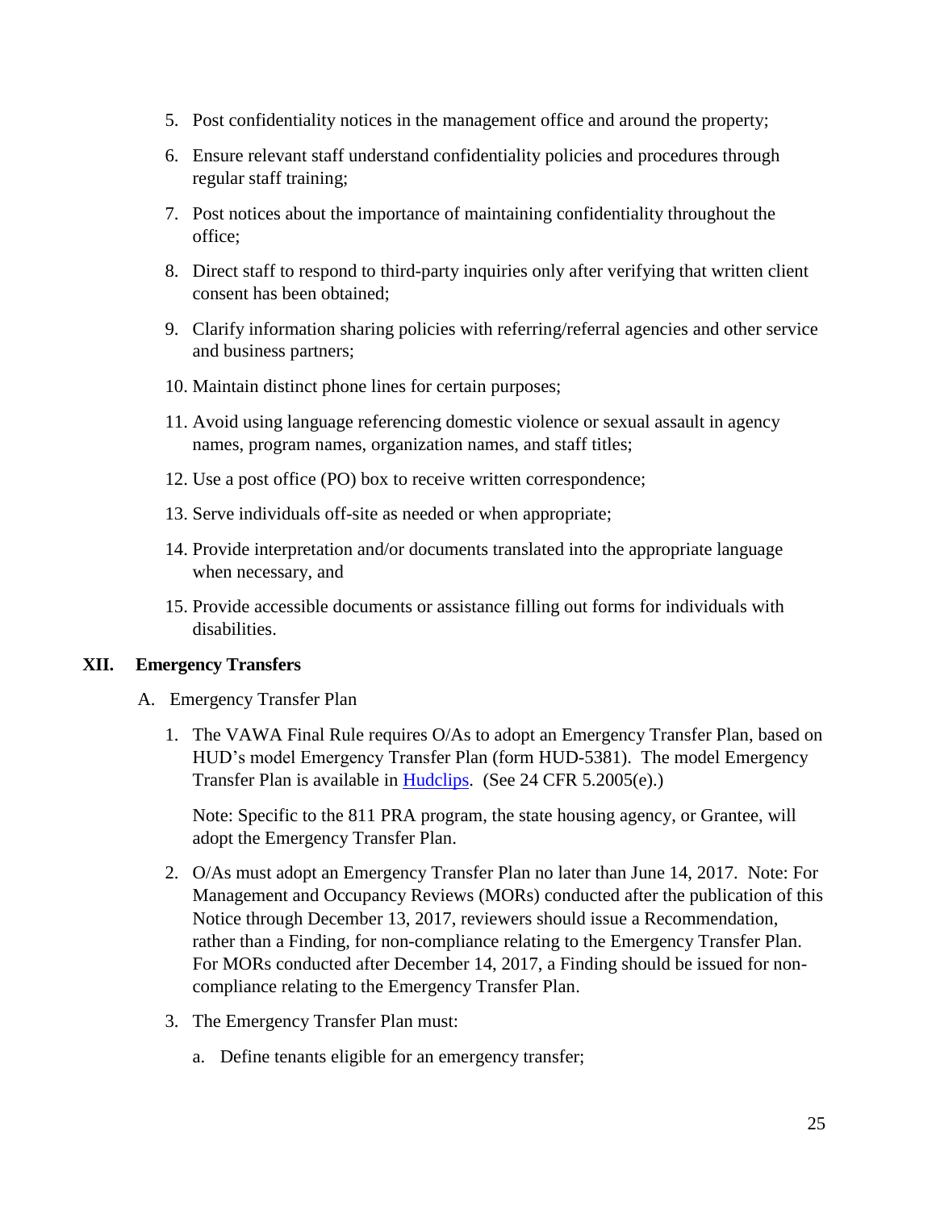5. Post confidentiality notices in the management office and around the property;
6. Ensure relevant staff understand confidentiality policies and procedures through regular staff training;
7. Post notices about the importance of maintaining confidentiality throughout the office;
8. Direct staff to respond to third-party inquiries only after verifying that written client consent has been obtained;
9. Clarify information sharing policies with referring/referral agencies and other service and business partners;
10. Maintain distinct phone lines for certain purposes;
11. Avoid using language referencing domestic violence or sexual assault in agency names, program names, organization names, and staff titles;
12. Use a post office (PO) box to receive written correspondence;
13. Serve individuals off-site as needed or when appropriate;
14. Provide interpretation and/or documents translated into the appropriate language when necessary, and
15. Provide accessible documents or assistance filling out forms for individuals with disabilities.

## XII. Emergency Transfers

A. Emergency Transfer Plan

1. The VAWA Final Rule requires O/As to adopt an Emergency Transfer Plan, based on HUD's model Emergency Transfer Plan (form HUD-5381). The model Emergency Transfer Plan is available in [Hudclips](). (See 24 CFR 5.2005(e).)

   Note: Specific to the 811 PRA program, the state housing agency, or Grantee, will adopt the Emergency Transfer Plan.

2. O/As must adopt an Emergency Transfer Plan no later than June 14, 2017. Note: For Management and Occupancy Reviews (MORs) conducted after the publication of this Notice through December 13, 2017, reviewers should issue a Recommendation, rather than a Finding, for non-compliance relating to the Emergency Transfer Plan. For MORs conducted after December 14, 2017, a Finding should be issued for non-compliance relating to the Emergency Transfer Plan.

3. The Emergency Transfer Plan must:

   a. Define tenants eligible for an emergency transfer;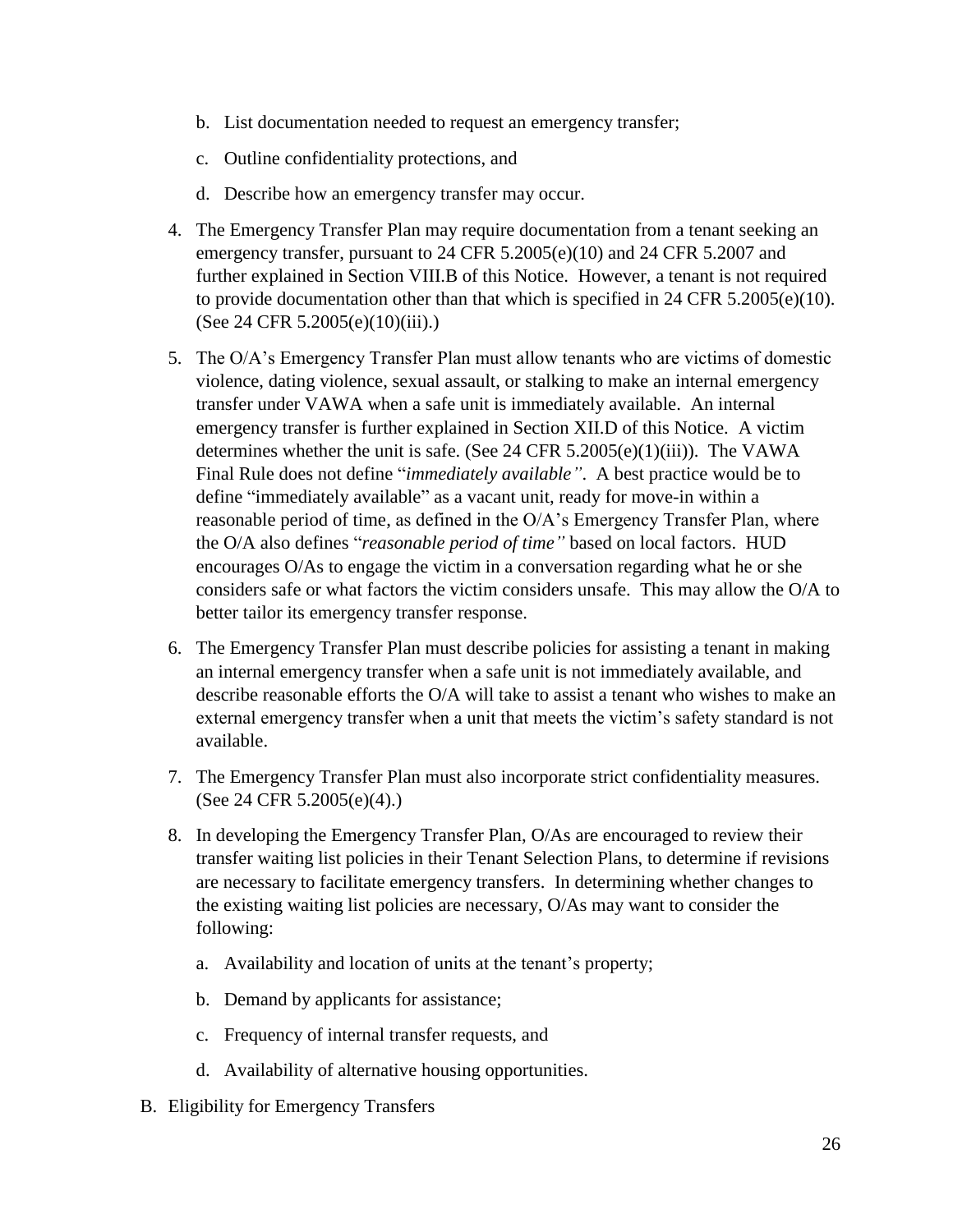b. List documentation needed to request an emergency transfer;

   c. Outline confidentiality protections, and

   d. Describe how an emergency transfer may occur.

4. The Emergency Transfer Plan may require documentation from a tenant seeking an emergency transfer, pursuant to 24 CFR 5.2005(e)(10) and 24 CFR 5.2007 and further explained in Section VIII.B of this Notice. However, a tenant is not required to provide documentation other than that which is specified in 24 CFR 5.2005(e)(10). (See 24 CFR 5.2005(e)(10)(iii).)

5. The O/A's Emergency Transfer Plan must allow tenants who are victims of domestic violence, dating violence, sexual assault, or stalking to make an internal emergency transfer under VAWA when a safe unit is immediately available. An internal emergency transfer is further explained in Section XII.D of this Notice. A victim determines whether the unit is safe. (See 24 CFR 5.2005(e)(1)(iii)). The VAWA Final Rule does not define "*immediately available"*. A best practice would be to define "immediately available" as a vacant unit, ready for move-in within a reasonable period of time, as defined in the O/A's Emergency Transfer Plan, where the O/A also defines "*reasonable period of time"* based on local factors. HUD encourages O/As to engage the victim in a conversation regarding what he or she considers safe or what factors the victim considers unsafe. This may allow the O/A to better tailor its emergency transfer response.

6. The Emergency Transfer Plan must describe policies for assisting a tenant in making an internal emergency transfer when a safe unit is not immediately available, and describe reasonable efforts the O/A will take to assist a tenant who wishes to make an external emergency transfer when a unit that meets the victim's safety standard is not available.

7. The Emergency Transfer Plan must also incorporate strict confidentiality measures. (See 24 CFR 5.2005(e)(4).)

8. In developing the Emergency Transfer Plan, O/As are encouraged to review their transfer waiting list policies in their Tenant Selection Plans, to determine if revisions are necessary to facilitate emergency transfers. In determining whether changes to the existing waiting list policies are necessary, O/As may want to consider the following:

   a. Availability and location of units at the tenant's property;

   b. Demand by applicants for assistance;

   c. Frequency of internal transfer requests, and

   d. Availability of alternative housing opportunities.

B. Eligibility for Emergency Transfers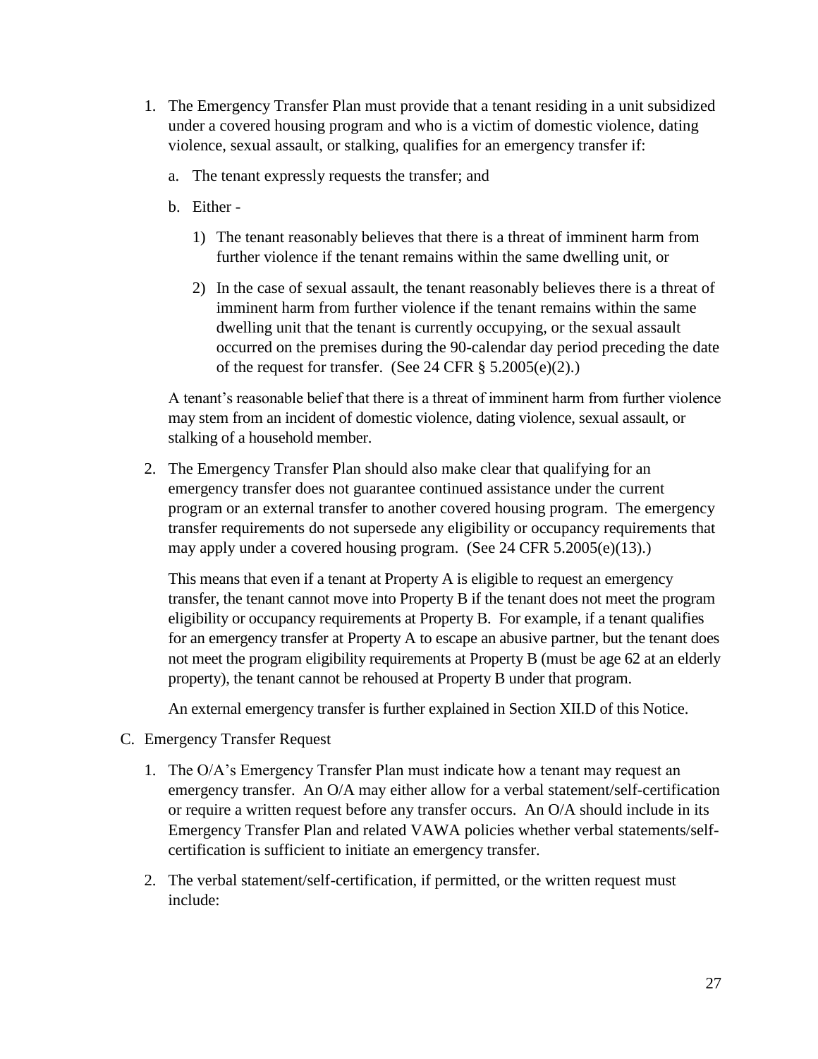1. The Emergency Transfer Plan must provide that a tenant residing in a unit subsidized under a covered housing program and who is a victim of domestic violence, dating violence, sexual assault, or stalking, qualifies for an emergency transfer if:

   a. The tenant expressly requests the transfer; and

   b. Either -

      1) The tenant reasonably believes that there is a threat of imminent harm from further violence if the tenant remains within the same dwelling unit, or

      2) In the case of sexual assault, the tenant reasonably believes there is a threat of imminent harm from further violence if the tenant remains within the same dwelling unit that the tenant is currently occupying, or the sexual assault occurred on the premises during the 90-calendar day period preceding the date of the request for transfer. (See 24 CFR § 5.2005(e)(2).)

   A tenant's reasonable belief that there is a threat of imminent harm from further violence may stem from an incident of domestic violence, dating violence, sexual assault, or stalking of a household member.

2. The Emergency Transfer Plan should also make clear that qualifying for an emergency transfer does not guarantee continued assistance under the current program or an external transfer to another covered housing program. The emergency transfer requirements do not supersede any eligibility or occupancy requirements that may apply under a covered housing program. (See 24 CFR 5.2005(e)(13).)

   This means that even if a tenant at Property A is eligible to request an emergency transfer, the tenant cannot move into Property B if the tenant does not meet the program eligibility or occupancy requirements at Property B. For example, if a tenant qualifies for an emergency transfer at Property A to escape an abusive partner, but the tenant does not meet the program eligibility requirements at Property B (must be age 62 at an elderly property), the tenant cannot be rehoused at Property B under that program.

   An external emergency transfer is further explained in Section XII.D of this Notice.

C. Emergency Transfer Request

1. The O/A's Emergency Transfer Plan must indicate how a tenant may request an emergency transfer. An O/A may either allow for a verbal statement/self-certification or require a written request before any transfer occurs. An O/A should include in its Emergency Transfer Plan and related VAWA policies whether verbal statements/self-certification is sufficient to initiate an emergency transfer.

2. The verbal statement/self-certification, if permitted, or the written request must include: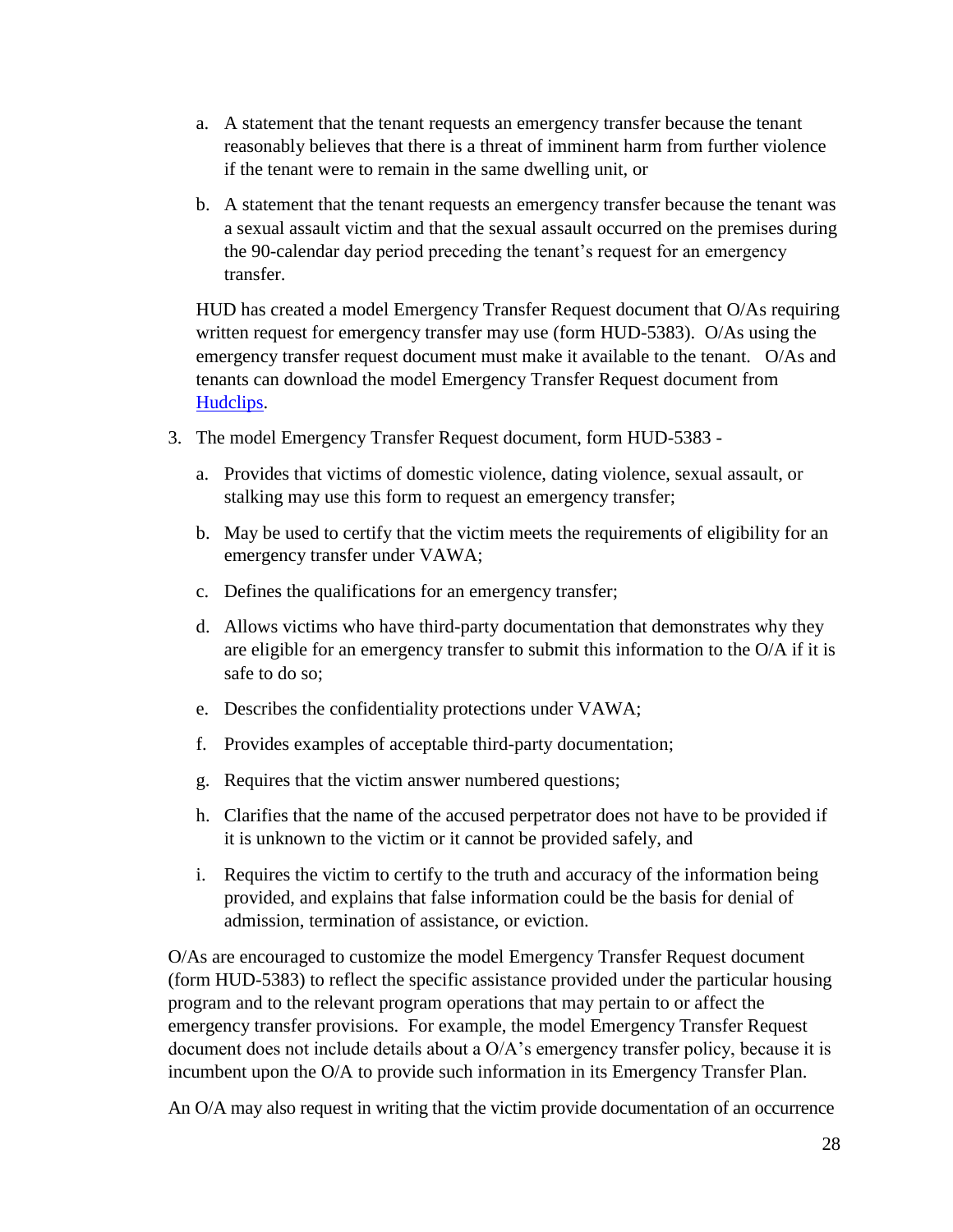a. A statement that the tenant requests an emergency transfer because the tenant reasonably believes that there is a threat of imminent harm from further violence if the tenant were to remain in the same dwelling unit, or

   b. A statement that the tenant requests an emergency transfer because the tenant was a sexual assault victim and that the sexual assault occurred on the premises during the 90-calendar day period preceding the tenant's request for an emergency transfer.

   HUD has created a model Emergency Transfer Request document that O/As requiring written request for emergency transfer may use (form HUD-5383). O/As using the emergency transfer request document must make it available to the tenant. O/As and tenants can download the model Emergency Transfer Request document from [Hudclips](Hudclips).

3. The model Emergency Transfer Request document, form HUD-5383 -

   a. Provides that victims of domestic violence, dating violence, sexual assault, or stalking may use this form to request an emergency transfer;

   b. May be used to certify that the victim meets the requirements of eligibility for an emergency transfer under VAWA;

   c. Defines the qualifications for an emergency transfer;

   d. Allows victims who have third-party documentation that demonstrates why they are eligible for an emergency transfer to submit this information to the O/A if it is safe to do so;

   e. Describes the confidentiality protections under VAWA;

   f. Provides examples of acceptable third-party documentation;

   g. Requires that the victim answer numbered questions;

   h. Clarifies that the name of the accused perpetrator does not have to be provided if it is unknown to the victim or it cannot be provided safely, and

   i. Requires the victim to certify to the truth and accuracy of the information being provided, and explains that false information could be the basis for denial of admission, termination of assistance, or eviction.

O/As are encouraged to customize the model Emergency Transfer Request document (form HUD-5383) to reflect the specific assistance provided under the particular housing program and to the relevant program operations that may pertain to or affect the emergency transfer provisions. For example, the model Emergency Transfer Request document does not include details about a O/A's emergency transfer policy, because it is incumbent upon the O/A to provide such information in its Emergency Transfer Plan.

An O/A may also request in writing that the victim provide documentation of an occurrence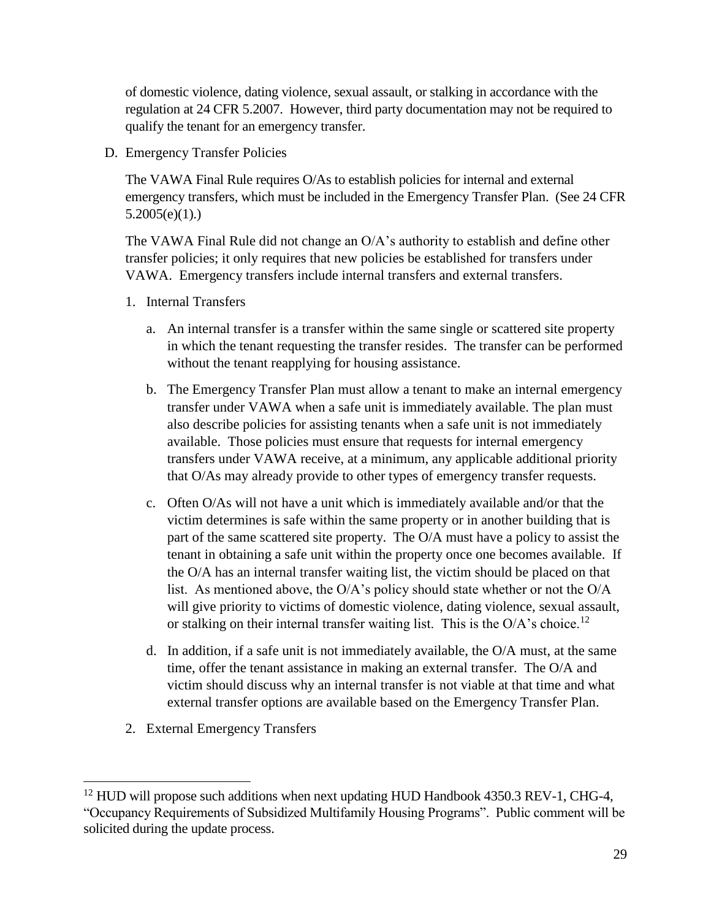of domestic violence, dating violence, sexual assault, or stalking in accordance with the regulation at 24 CFR 5.2007. However, third party documentation may not be required to qualify the tenant for an emergency transfer.

D. Emergency Transfer Policies

The VAWA Final Rule requires O/As to establish policies for internal and external emergency transfers, which must be included in the Emergency Transfer Plan. (See 24 CFR 5.2005(e)(1).)

The VAWA Final Rule did not change an O/A's authority to establish and define other transfer policies; it only requires that new policies be established for transfers under VAWA. Emergency transfers include internal transfers and external transfers.

1. Internal Transfers

   a. An internal transfer is a transfer within the same single or scattered site property in which the tenant requesting the transfer resides. The transfer can be performed without the tenant reapplying for housing assistance.

   b. The Emergency Transfer Plan must allow a tenant to make an internal emergency transfer under VAWA when a safe unit is immediately available. The plan must also describe policies for assisting tenants when a safe unit is not immediately available. Those policies must ensure that requests for internal emergency transfers under VAWA receive, at a minimum, any applicable additional priority that O/As may already provide to other types of emergency transfer requests.

   c. Often O/As will not have a unit which is immediately available and/or that the victim determines is safe within the same property or in another building that is part of the same scattered site property. The O/A must have a policy to assist the tenant in obtaining a safe unit within the property once one becomes available. If the O/A has an internal transfer waiting list, the victim should be placed on that list. As mentioned above, the O/A's policy should state whether or not the O/A will give priority to victims of domestic violence, dating violence, sexual assault, or stalking on their internal transfer waiting list. This is the O/A's choice.[12]

   d. In addition, if a safe unit is not immediately available, the O/A must, at the same time, offer the tenant assistance in making an external transfer. The O/A and victim should discuss why an internal transfer is not viable at that time and what external transfer options are available based on the Emergency Transfer Plan.

2. External Emergency Transfers

[12] HUD will propose such additions when next updating HUD Handbook 4350.3 REV-1, CHG-4, "Occupancy Requirements of Subsidized Multifamily Housing Programs". Public comment will be solicited during the update process.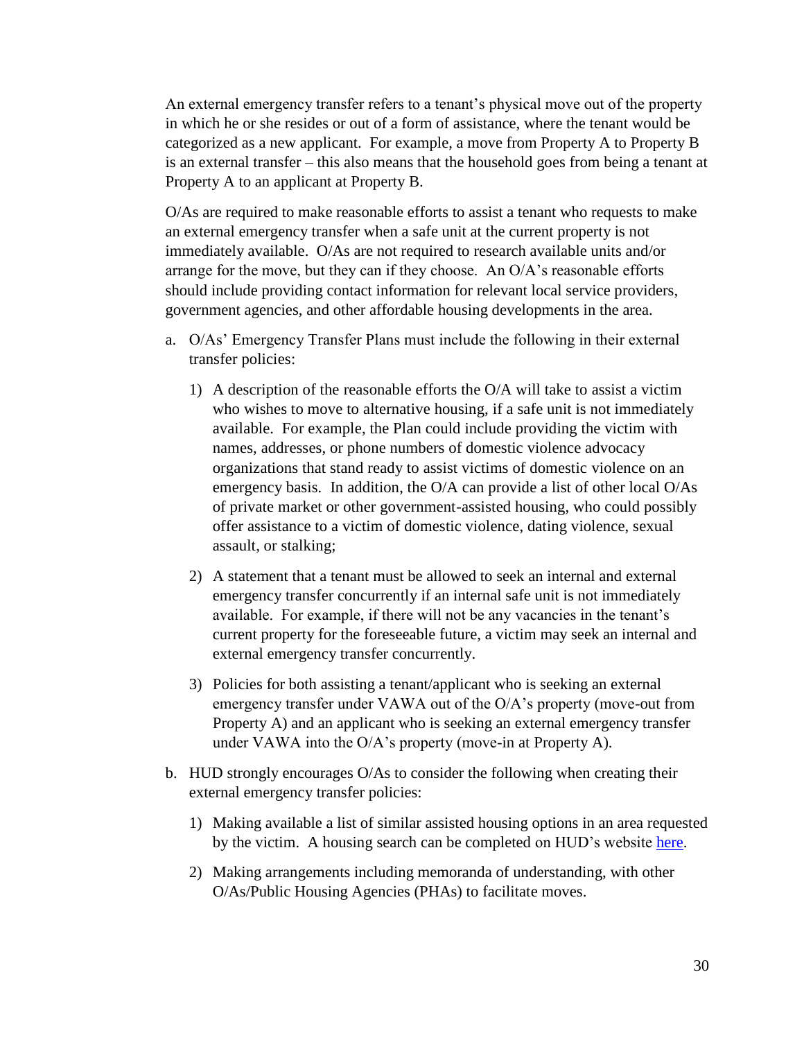An external emergency transfer refers to a tenant's physical move out of the property in which he or she resides or out of a form of assistance, where the tenant would be categorized as a new applicant. For example, a move from Property A to Property B is an external transfer – this also means that the household goes from being a tenant at Property A to an applicant at Property B.

O/As are required to make reasonable efforts to assist a tenant who requests to make an external emergency transfer when a safe unit at the current property is not immediately available. O/As are not required to research available units and/or arrange for the move, but they can if they choose. An O/A's reasonable efforts should include providing contact information for relevant local service providers, government agencies, and other affordable housing developments in the area.

a. O/As' Emergency Transfer Plans must include the following in their external transfer policies:

   1) A description of the reasonable efforts the O/A will take to assist a victim who wishes to move to alternative housing, if a safe unit is not immediately available. For example, the Plan could include providing the victim with names, addresses, or phone numbers of domestic violence advocacy organizations that stand ready to assist victims of domestic violence on an emergency basis. In addition, the O/A can provide a list of other local O/As of private market or other government-assisted housing, who could possibly offer assistance to a victim of domestic violence, dating violence, sexual assault, or stalking;

   2) A statement that a tenant must be allowed to seek an internal and external emergency transfer concurrently if an internal safe unit is not immediately available. For example, if there will not be any vacancies in the tenant's current property for the foreseeable future, a victim may seek an internal and external emergency transfer concurrently.

   3) Policies for both assisting a tenant/applicant who is seeking an external emergency transfer under VAWA out of the O/A's property (move-out from Property A) and an applicant who is seeking an external emergency transfer under VAWA into the O/A's property (move-in at Property A).

b. HUD strongly encourages O/As to consider the following when creating their external emergency transfer policies:

   1) Making available a list of similar assisted housing options in an area requested by the victim. A housing search can be completed on HUD's website here.

   2) Making arrangements including memoranda of understanding, with other O/As/Public Housing Agencies (PHAs) to facilitate moves.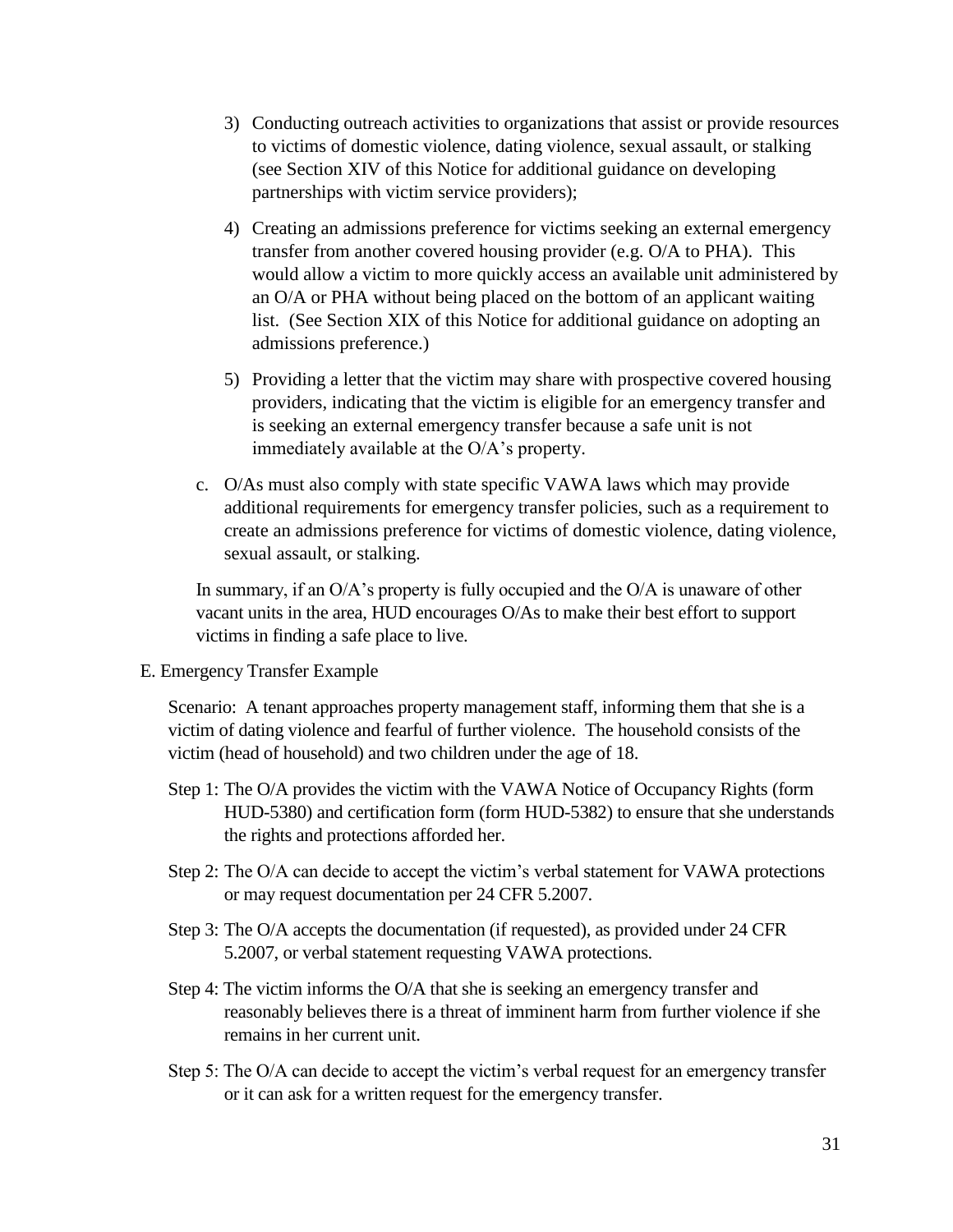3) Conducting outreach activities to organizations that assist or provide resources to victims of domestic violence, dating violence, sexual assault, or stalking (see Section XIV of this Notice for additional guidance on developing partnerships with victim service providers);

4) Creating an admissions preference for victims seeking an external emergency transfer from another covered housing provider (e.g. O/A to PHA). This would allow a victim to more quickly access an available unit administered by an O/A or PHA without being placed on the bottom of an applicant waiting list. (See Section XIX of this Notice for additional guidance on adopting an admissions preference.)

5) Providing a letter that the victim may share with prospective covered housing providers, indicating that the victim is eligible for an emergency transfer and is seeking an external emergency transfer because a safe unit is not immediately available at the O/A's property.

c. O/As must also comply with state specific VAWA laws which may provide additional requirements for emergency transfer policies, such as a requirement to create an admissions preference for victims of domestic violence, dating violence, sexual assault, or stalking.

In summary, if an O/A's property is fully occupied and the O/A is unaware of other vacant units in the area, HUD encourages O/As to make their best effort to support victims in finding a safe place to live.

E. Emergency Transfer Example

Scenario: A tenant approaches property management staff, informing them that she is a victim of dating violence and fearful of further violence. The household consists of the victim (head of household) and two children under the age of 18.

Step 1: The O/A provides the victim with the VAWA Notice of Occupancy Rights (form HUD-5380) and certification form (form HUD-5382) to ensure that she understands the rights and protections afforded her.

Step 2: The O/A can decide to accept the victim's verbal statement for VAWA protections or may request documentation per 24 CFR 5.2007.

Step 3: The O/A accepts the documentation (if requested), as provided under 24 CFR 5.2007, or verbal statement requesting VAWA protections.

Step 4: The victim informs the O/A that she is seeking an emergency transfer and reasonably believes there is a threat of imminent harm from further violence if she remains in her current unit.

Step 5: The O/A can decide to accept the victim's verbal request for an emergency transfer or it can ask for a written request for the emergency transfer.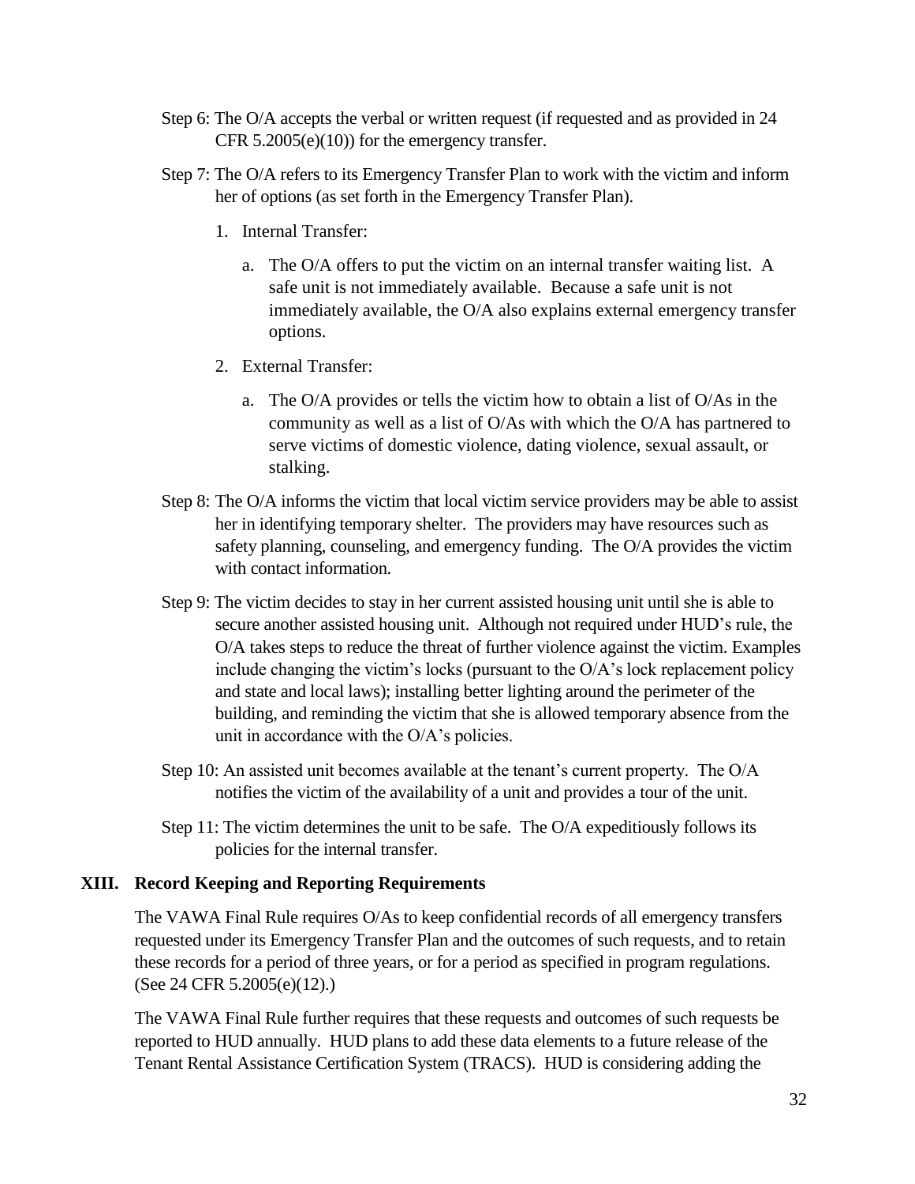Step 6: The O/A accepts the verbal or written request (if requested and as provided in 24 CFR 5.2005(e)(10)) for the emergency transfer.

Step 7: The O/A refers to its Emergency Transfer Plan to work with the victim and inform her of options (as set forth in the Emergency Transfer Plan).

1. Internal Transfer:
    a. The O/A offers to put the victim on an internal transfer waiting list. A safe unit is not immediately available. Because a safe unit is not immediately available, the O/A also explains external emergency transfer options.
2. External Transfer:
    a. The O/A provides or tells the victim how to obtain a list of O/As in the community as well as a list of O/As with which the O/A has partnered to serve victims of domestic violence, dating violence, sexual assault, or stalking.

Step 8: The O/A informs the victim that local victim service providers may be able to assist her in identifying temporary shelter. The providers may have resources such as safety planning, counseling, and emergency funding. The O/A provides the victim with contact information.

Step 9: The victim decides to stay in her current assisted housing unit until she is able to secure another assisted housing unit. Although not required under HUD's rule, the O/A takes steps to reduce the threat of further violence against the victim. Examples include changing the victim's locks (pursuant to the O/A's lock replacement policy and state and local laws); installing better lighting around the perimeter of the building, and reminding the victim that she is allowed temporary absence from the unit in accordance with the O/A's policies.

Step 10: An assisted unit becomes available at the tenant's current property. The O/A notifies the victim of the availability of a unit and provides a tour of the unit.

Step 11: The victim determines the unit to be safe. The O/A expeditiously follows its policies for the internal transfer.

## XIII. Record Keeping and Reporting Requirements

The VAWA Final Rule requires O/As to keep confidential records of all emergency transfers requested under its Emergency Transfer Plan and the outcomes of such requests, and to retain these records for a period of three years, or for a period as specified in program regulations. (See 24 CFR 5.2005(e)(12).)

The VAWA Final Rule further requires that these requests and outcomes of such requests be reported to HUD annually. HUD plans to add these data elements to a future release of the Tenant Rental Assistance Certification System (TRACS). HUD is considering adding the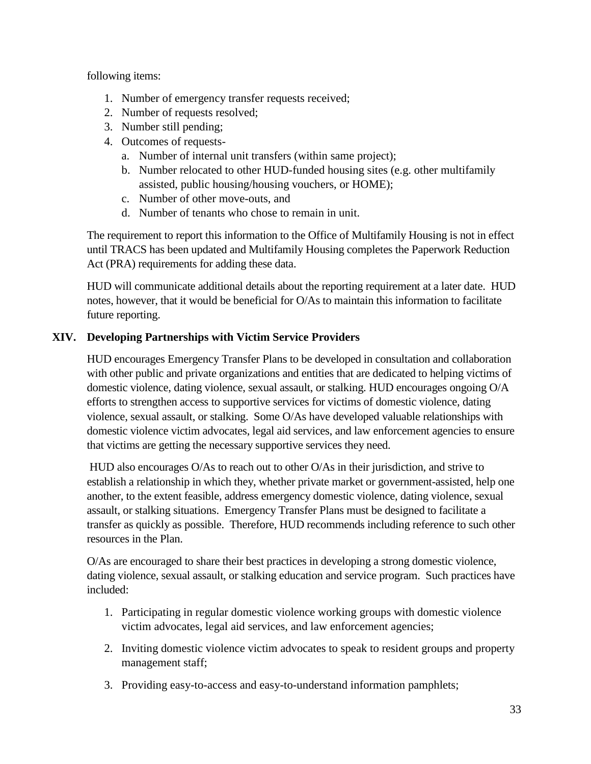following items:

1. Number of emergency transfer requests received;
2. Number of requests resolved;
3. Number still pending;
4. Outcomes of requests-
   a. Number of internal unit transfers (within same project);
   b. Number relocated to other HUD-funded housing sites (e.g. other multifamily assisted, public housing/housing vouchers, or HOME);
   c. Number of other move-outs, and
   d. Number of tenants who chose to remain in unit.

The requirement to report this information to the Office of Multifamily Housing is not in effect until TRACS has been updated and Multifamily Housing completes the Paperwork Reduction Act (PRA) requirements for adding these data.

HUD will communicate additional details about the reporting requirement at a later date. HUD notes, however, that it would be beneficial for O/As to maintain this information to facilitate future reporting.

## XIV. Developing Partnerships with Victim Service Providers

HUD encourages Emergency Transfer Plans to be developed in consultation and collaboration with other public and private organizations and entities that are dedicated to helping victims of domestic violence, dating violence, sexual assault, or stalking. HUD encourages ongoing O/A efforts to strengthen access to supportive services for victims of domestic violence, dating violence, sexual assault, or stalking. Some O/As have developed valuable relationships with domestic violence victim advocates, legal aid services, and law enforcement agencies to ensure that victims are getting the necessary supportive services they need.

HUD also encourages O/As to reach out to other O/As in their jurisdiction, and strive to establish a relationship in which they, whether private market or government-assisted, help one another, to the extent feasible, address emergency domestic violence, dating violence, sexual assault, or stalking situations. Emergency Transfer Plans must be designed to facilitate a transfer as quickly as possible. Therefore, HUD recommends including reference to such other resources in the Plan.

O/As are encouraged to share their best practices in developing a strong domestic violence, dating violence, sexual assault, or stalking education and service program. Such practices have included:

1. Participating in regular domestic violence working groups with domestic violence victim advocates, legal aid services, and law enforcement agencies;

2. Inviting domestic violence victim advocates to speak to resident groups and property management staff;

3. Providing easy-to-access and easy-to-understand information pamphlets;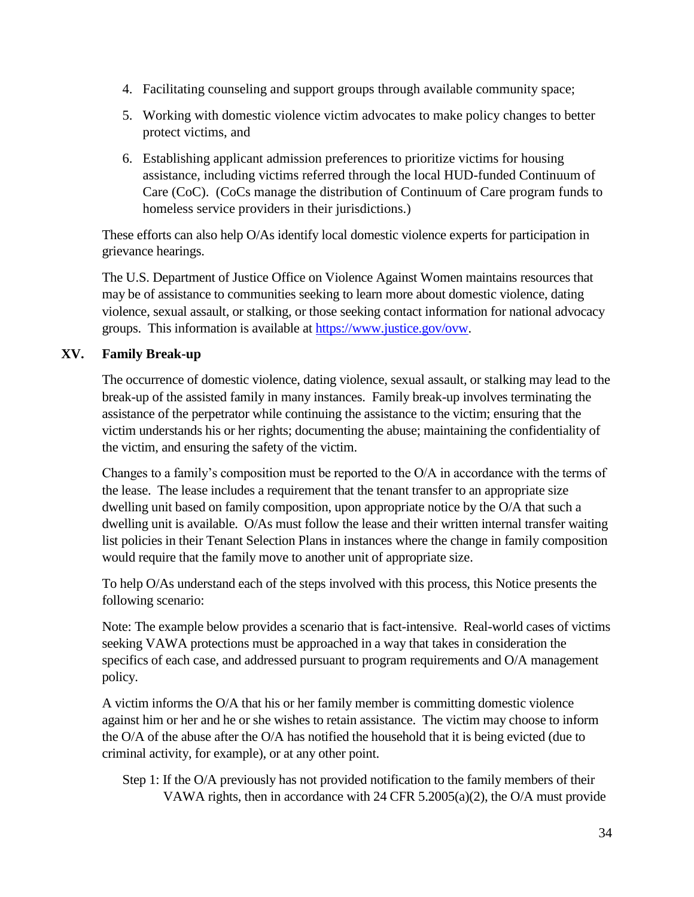4. Facilitating counseling and support groups through available community space;
5. Working with domestic violence victim advocates to make policy changes to better protect victims, and
6. Establishing applicant admission preferences to prioritize victims for housing assistance, including victims referred through the local HUD-funded Continuum of Care (CoC). (CoCs manage the distribution of Continuum of Care program funds to homeless service providers in their jurisdictions.)

These efforts can also help O/As identify local domestic violence experts for participation in grievance hearings.

The U.S. Department of Justice Office on Violence Against Women maintains resources that may be of assistance to communities seeking to learn more about domestic violence, dating violence, sexual assault, or stalking, or those seeking contact information for national advocacy groups. This information is available at [https://www.justice.gov/ovw](https://www.justice.gov/ovw).

## XV. Family Break-up

The occurrence of domestic violence, dating violence, sexual assault, or stalking may lead to the break-up of the assisted family in many instances. Family break-up involves terminating the assistance of the perpetrator while continuing the assistance to the victim; ensuring that the victim understands his or her rights; documenting the abuse; maintaining the confidentiality of the victim, and ensuring the safety of the victim.

Changes to a family's composition must be reported to the O/A in accordance with the terms of the lease. The lease includes a requirement that the tenant transfer to an appropriate size dwelling unit based on family composition, upon appropriate notice by the O/A that such a dwelling unit is available. O/As must follow the lease and their written internal transfer waiting list policies in their Tenant Selection Plans in instances where the change in family composition would require that the family move to another unit of appropriate size.

To help O/As understand each of the steps involved with this process, this Notice presents the following scenario:

Note: The example below provides a scenario that is fact-intensive. Real-world cases of victims seeking VAWA protections must be approached in a way that takes in consideration the specifics of each case, and addressed pursuant to program requirements and O/A management policy.

A victim informs the O/A that his or her family member is committing domestic violence against him or her and he or she wishes to retain assistance. The victim may choose to inform the O/A of the abuse after the O/A has notified the household that it is being evicted (due to criminal activity, for example), or at any other point.

Step 1: If the O/A previously has not provided notification to the family members of their VAWA rights, then in accordance with 24 CFR 5.2005(a)(2), the O/A must provide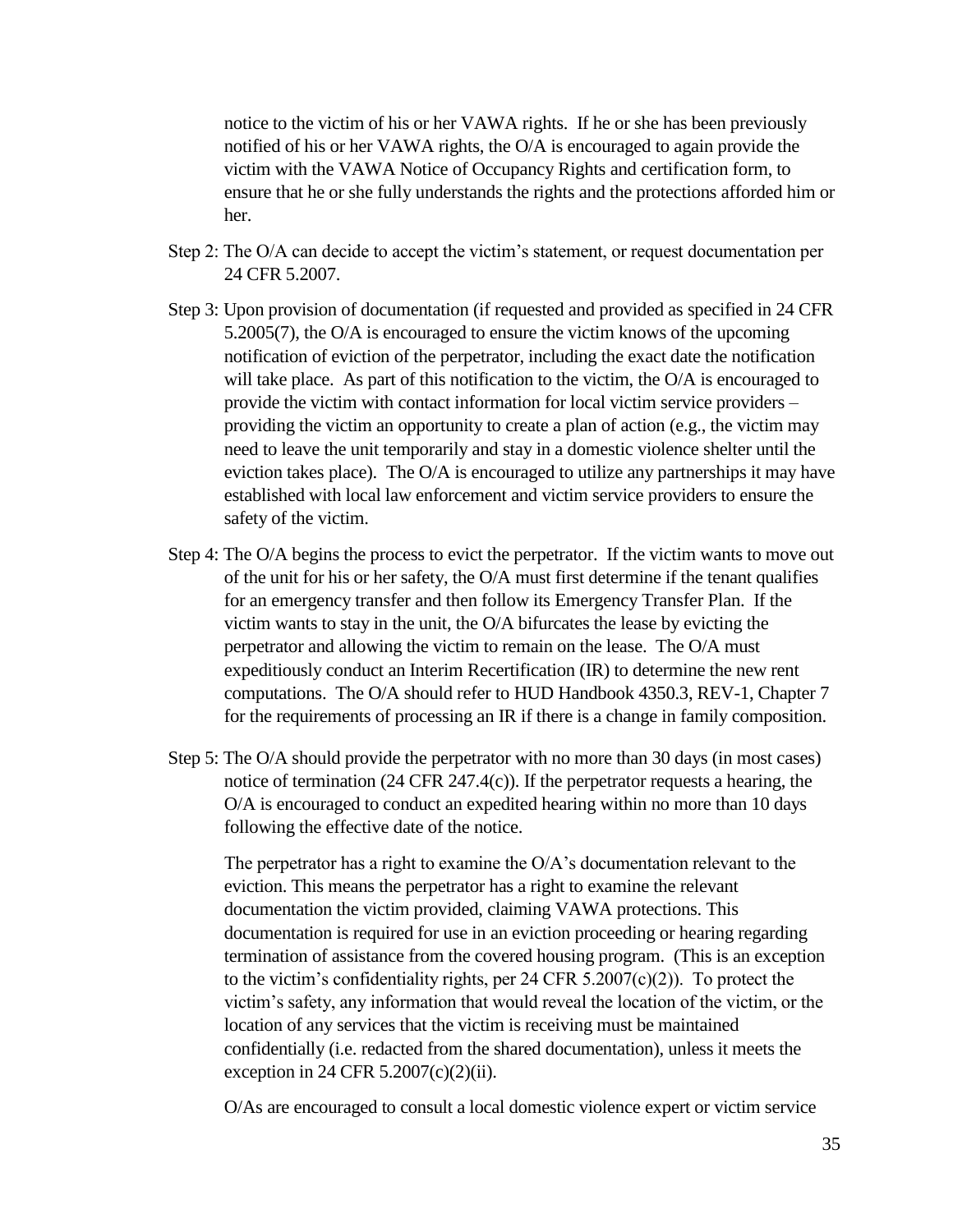notice to the victim of his or her VAWA rights. If he or she has been previously notified of his or her VAWA rights, the O/A is encouraged to again provide the victim with the VAWA Notice of Occupancy Rights and certification form, to ensure that he or she fully understands the rights and the protections afforded him or her.

Step 2: The O/A can decide to accept the victim's statement, or request documentation per 24 CFR 5.2007.

Step 3: Upon provision of documentation (if requested and provided as specified in 24 CFR 5.2005(7), the O/A is encouraged to ensure the victim knows of the upcoming notification of eviction of the perpetrator, including the exact date the notification will take place. As part of this notification to the victim, the O/A is encouraged to provide the victim with contact information for local victim service providers – providing the victim an opportunity to create a plan of action (e.g., the victim may need to leave the unit temporarily and stay in a domestic violence shelter until the eviction takes place). The O/A is encouraged to utilize any partnerships it may have established with local law enforcement and victim service providers to ensure the safety of the victim.

Step 4: The O/A begins the process to evict the perpetrator. If the victim wants to move out of the unit for his or her safety, the O/A must first determine if the tenant qualifies for an emergency transfer and then follow its Emergency Transfer Plan. If the victim wants to stay in the unit, the O/A bifurcates the lease by evicting the perpetrator and allowing the victim to remain on the lease. The O/A must expeditiously conduct an Interim Recertification (IR) to determine the new rent computations. The O/A should refer to HUD Handbook 4350.3, REV-1, Chapter 7 for the requirements of processing an IR if there is a change in family composition.

Step 5: The O/A should provide the perpetrator with no more than 30 days (in most cases) notice of termination (24 CFR 247.4(c)). If the perpetrator requests a hearing, the O/A is encouraged to conduct an expedited hearing within no more than 10 days following the effective date of the notice.

The perpetrator has a right to examine the O/A's documentation relevant to the eviction. This means the perpetrator has a right to examine the relevant documentation the victim provided, claiming VAWA protections. This documentation is required for use in an eviction proceeding or hearing regarding termination of assistance from the covered housing program. (This is an exception to the victim's confidentiality rights, per 24 CFR 5.2007(c)(2)). To protect the victim's safety, any information that would reveal the location of the victim, or the location of any services that the victim is receiving must be maintained confidentially (i.e. redacted from the shared documentation), unless it meets the exception in 24 CFR 5.2007(c)(2)(ii).

O/As are encouraged to consult a local domestic violence expert or victim service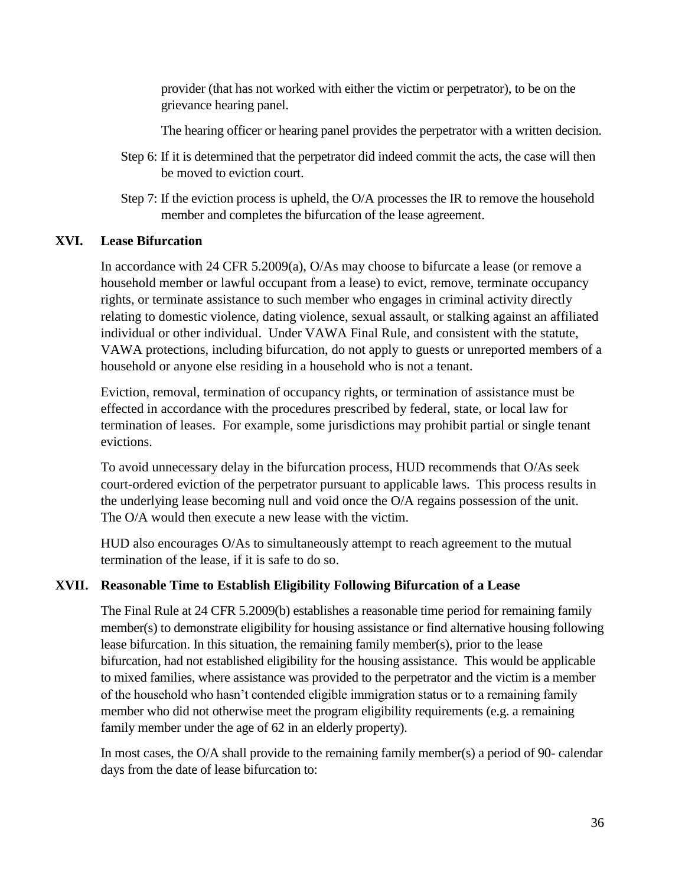provider (that has not worked with either the victim or perpetrator), to be on the grievance hearing panel.

The hearing officer or hearing panel provides the perpetrator with a written decision.

Step 6: If it is determined that the perpetrator did indeed commit the acts, the case will then be moved to eviction court.

Step 7: If the eviction process is upheld, the O/A processes the IR to remove the household member and completes the bifurcation of the lease agreement.

## XVI. Lease Bifurcation

In accordance with 24 CFR 5.2009(a), O/As may choose to bifurcate a lease (or remove a household member or lawful occupant from a lease) to evict, remove, terminate occupancy rights, or terminate assistance to such member who engages in criminal activity directly relating to domestic violence, dating violence, sexual assault, or stalking against an affiliated individual or other individual. Under VAWA Final Rule, and consistent with the statute, VAWA protections, including bifurcation, do not apply to guests or unreported members of a household or anyone else residing in a household who is not a tenant.

Eviction, removal, termination of occupancy rights, or termination of assistance must be effected in accordance with the procedures prescribed by federal, state, or local law for termination of leases. For example, some jurisdictions may prohibit partial or single tenant evictions.

To avoid unnecessary delay in the bifurcation process, HUD recommends that O/As seek court-ordered eviction of the perpetrator pursuant to applicable laws. This process results in the underlying lease becoming null and void once the O/A regains possession of the unit. The O/A would then execute a new lease with the victim.

HUD also encourages O/As to simultaneously attempt to reach agreement to the mutual termination of the lease, if it is safe to do so.

## XVII. Reasonable Time to Establish Eligibility Following Bifurcation of a Lease

The Final Rule at 24 CFR 5.2009(b) establishes a reasonable time period for remaining family member(s) to demonstrate eligibility for housing assistance or find alternative housing following lease bifurcation. In this situation, the remaining family member(s), prior to the lease bifurcation, had not established eligibility for the housing assistance. This would be applicable to mixed families, where assistance was provided to the perpetrator and the victim is a member of the household who hasn't contended eligible immigration status or to a remaining family member who did not otherwise meet the program eligibility requirements (e.g. a remaining family member under the age of 62 in an elderly property).

In most cases, the O/A shall provide to the remaining family member(s) a period of 90- calendar days from the date of lease bifurcation to: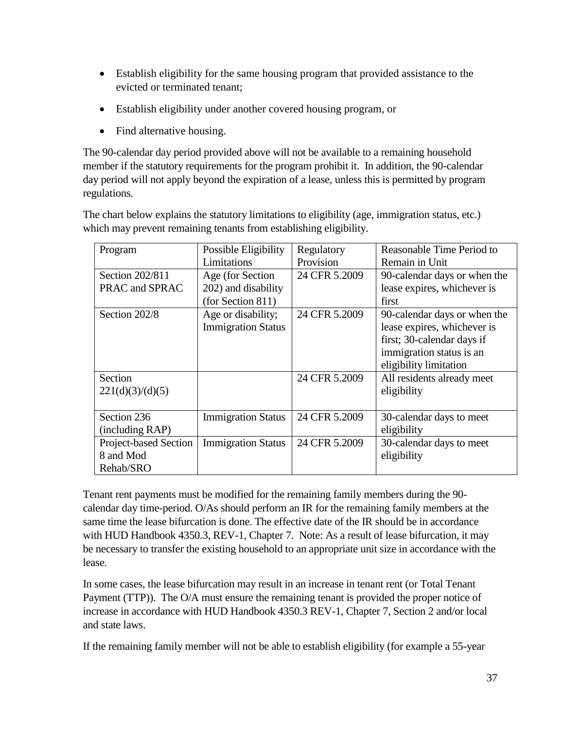- Establish eligibility for the same housing program that provided assistance to the evicted or terminated tenant;
- Establish eligibility under another covered housing program, or
- Find alternative housing.

The 90-calendar day period provided above will not be available to a remaining household member if the statutory requirements for the program prohibit it. In addition, the 90-calendar day period will not apply beyond the expiration of a lease, unless this is permitted by program regulations.

The chart below explains the statutory limitations to eligibility (age, immigration status, etc.) which may prevent remaining tenants from establishing eligibility.

| Program | Possible Eligibility Limitations | Regulatory Provision | Reasonable Time Period to Remain in Unit |
|---|---|---|---|
| Section 202/811 PRAC and SPRAC | Age (for Section 202) and disability (for Section 811) | 24 CFR 5.2009 | 90-calendar days or when the lease expires, whichever is first |
| Section 202/8 | Age or disability; Immigration Status | 24 CFR 5.2009 | 90-calendar days or when the lease expires, whichever is first; 30-calendar days if immigration status is an eligibility limitation |
| Section 221(d)(3)/(d)(5) | | 24 CFR 5.2009 | All residents already meet eligibility |
| Section 236 (including RAP) | Immigration Status | 24 CFR 5.2009 | 30-calendar days to meet eligibility |
| Project-based Section 8 and Mod Rehab/SRO | Immigration Status | 24 CFR 5.2009 | 30-calendar days to meet eligibility |

Tenant rent payments must be modified for the remaining family members during the 90-calendar day time-period. O/As should perform an IR for the remaining family members at the same time the lease bifurcation is done. The effective date of the IR should be in accordance with HUD Handbook 4350.3, REV-1, Chapter 7. Note: As a result of lease bifurcation, it may be necessary to transfer the existing household to an appropriate unit size in accordance with the lease.

In some cases, the lease bifurcation may result in an increase in tenant rent (or Total Tenant Payment (TTP)). The O/A must ensure the remaining tenant is provided the proper notice of increase in accordance with HUD Handbook 4350.3 REV-1, Chapter 7, Section 2 and/or local and state laws.

If the remaining family member will not be able to establish eligibility (for example a 55-year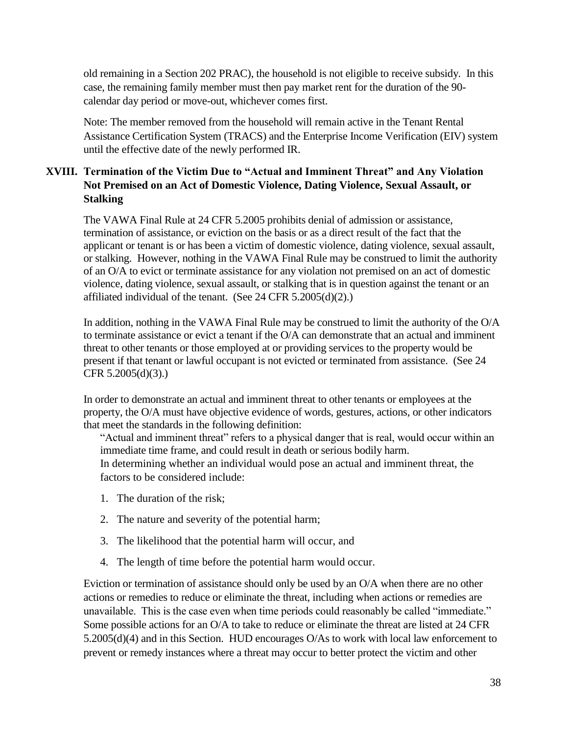old remaining in a Section 202 PRAC), the household is not eligible to receive subsidy. In this case, the remaining family member must then pay market rent for the duration of the 90-calendar day period or move-out, whichever comes first.

Note: The member removed from the household will remain active in the Tenant Rental Assistance Certification System (TRACS) and the Enterprise Income Verification (EIV) system until the effective date of the newly performed IR.

## XVIII. Termination of the Victim Due to "Actual and Imminent Threat" and Any Violation Not Premised on an Act of Domestic Violence, Dating Violence, Sexual Assault, or Stalking

The VAWA Final Rule at 24 CFR 5.2005 prohibits denial of admission or assistance, termination of assistance, or eviction on the basis or as a direct result of the fact that the applicant or tenant is or has been a victim of domestic violence, dating violence, sexual assault, or stalking. However, nothing in the VAWA Final Rule may be construed to limit the authority of an O/A to evict or terminate assistance for any violation not premised on an act of domestic violence, dating violence, sexual assault, or stalking that is in question against the tenant or an affiliated individual of the tenant. (See 24 CFR 5.2005(d)(2).)

In addition, nothing in the VAWA Final Rule may be construed to limit the authority of the O/A to terminate assistance or evict a tenant if the O/A can demonstrate that an actual and imminent threat to other tenants or those employed at or providing services to the property would be present if that tenant or lawful occupant is not evicted or terminated from assistance. (See 24 CFR 5.2005(d)(3).)

In order to demonstrate an actual and imminent threat to other tenants or employees at the property, the O/A must have objective evidence of words, gestures, actions, or other indicators that meet the standards in the following definition:

> "Actual and imminent threat" refers to a physical danger that is real, would occur within an immediate time frame, and could result in death or serious bodily harm.
>
> In determining whether an individual would pose an actual and imminent threat, the factors to be considered include:
>
> 1. The duration of the risk;
> 2. The nature and severity of the potential harm;
> 3. The likelihood that the potential harm will occur, and
> 4. The length of time before the potential harm would occur.

Eviction or termination of assistance should only be used by an O/A when there are no other actions or remedies to reduce or eliminate the threat, including when actions or remedies are unavailable. This is the case even when time periods could reasonably be called "immediate." Some possible actions for an O/A to take to reduce or eliminate the threat are listed at 24 CFR 5.2005(d)(4) and in this Section. HUD encourages O/As to work with local law enforcement to prevent or remedy instances where a threat may occur to better protect the victim and other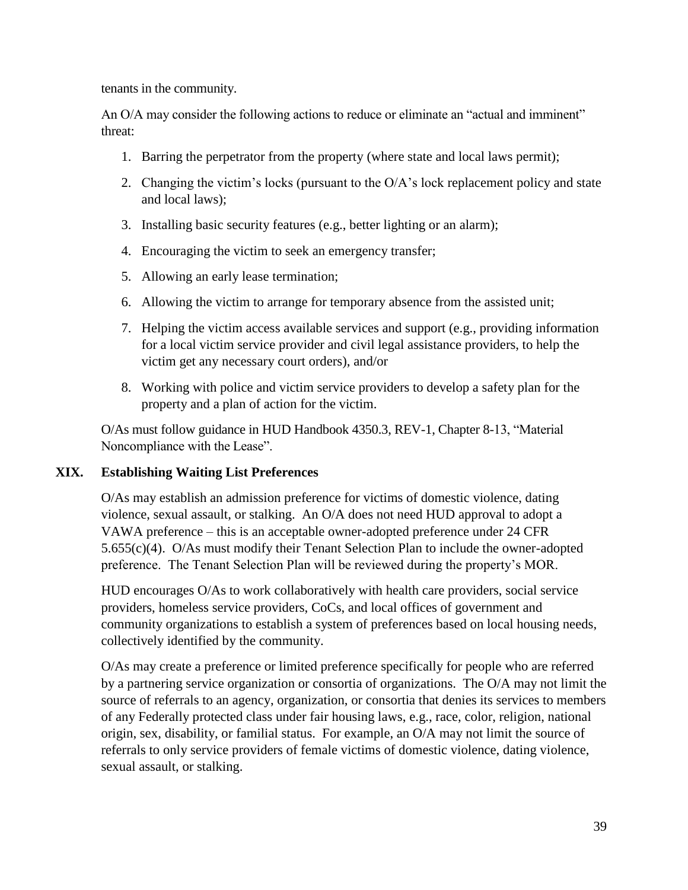tenants in the community.

An O/A may consider the following actions to reduce or eliminate an "actual and imminent" threat:

1. Barring the perpetrator from the property (where state and local laws permit);
2. Changing the victim's locks (pursuant to the O/A's lock replacement policy and state and local laws);
3. Installing basic security features (e.g., better lighting or an alarm);
4. Encouraging the victim to seek an emergency transfer;
5. Allowing an early lease termination;
6. Allowing the victim to arrange for temporary absence from the assisted unit;
7. Helping the victim access available services and support (e.g., providing information for a local victim service provider and civil legal assistance providers, to help the victim get any necessary court orders), and/or
8. Working with police and victim service providers to develop a safety plan for the property and a plan of action for the victim.

O/As must follow guidance in HUD Handbook 4350.3, REV-1, Chapter 8-13, "Material Noncompliance with the Lease".

## XIX. Establishing Waiting List Preferences

O/As may establish an admission preference for victims of domestic violence, dating violence, sexual assault, or stalking. An O/A does not need HUD approval to adopt a VAWA preference – this is an acceptable owner-adopted preference under 24 CFR 5.655(c)(4). O/As must modify their Tenant Selection Plan to include the owner-adopted preference. The Tenant Selection Plan will be reviewed during the property's MOR.

HUD encourages O/As to work collaboratively with health care providers, social service providers, homeless service providers, CoCs, and local offices of government and community organizations to establish a system of preferences based on local housing needs, collectively identified by the community.

O/As may create a preference or limited preference specifically for people who are referred by a partnering service organization or consortia of organizations. The O/A may not limit the source of referrals to an agency, organization, or consortia that denies its services to members of any Federally protected class under fair housing laws, e.g., race, color, religion, national origin, sex, disability, or familial status. For example, an O/A may not limit the source of referrals to only service providers of female victims of domestic violence, dating violence, sexual assault, or stalking.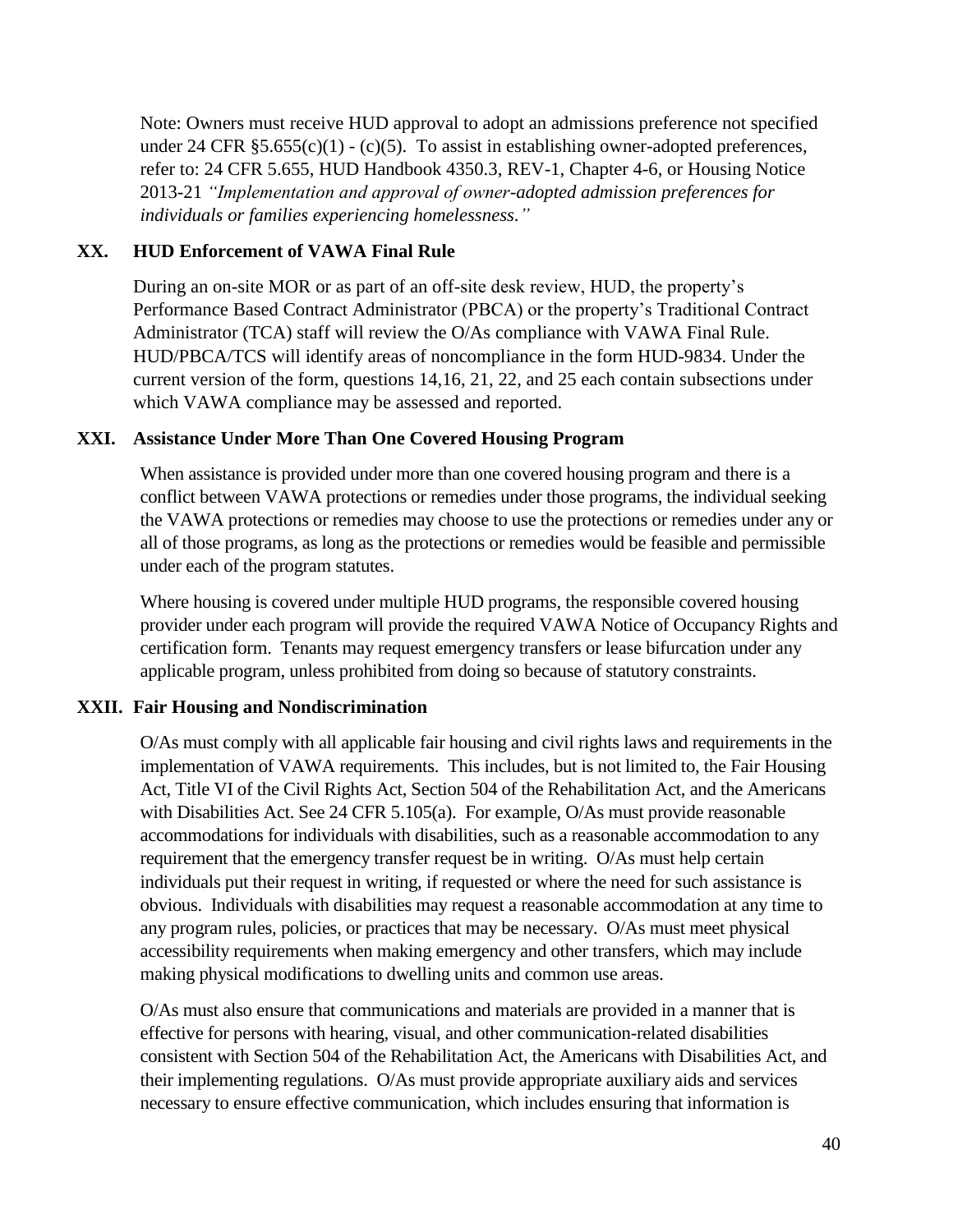Note: Owners must receive HUD approval to adopt an admissions preference not specified under 24 CFR §5.655(c)(1) - (c)(5). To assist in establishing owner-adopted preferences, refer to: 24 CFR 5.655, HUD Handbook 4350.3, REV-1, Chapter 4-6, or Housing Notice 2013-21 *"Implementation and approval of owner-adopted admission preferences for individuals or families experiencing homelessness."*

## XX. HUD Enforcement of VAWA Final Rule

During an on-site MOR or as part of an off-site desk review, HUD, the property's Performance Based Contract Administrator (PBCA) or the property's Traditional Contract Administrator (TCA) staff will review the O/As compliance with VAWA Final Rule. HUD/PBCA/TCS will identify areas of noncompliance in the form HUD-9834. Under the current version of the form, questions 14,16, 21, 22, and 25 each contain subsections under which VAWA compliance may be assessed and reported.

## XXI. Assistance Under More Than One Covered Housing Program

When assistance is provided under more than one covered housing program and there is a conflict between VAWA protections or remedies under those programs, the individual seeking the VAWA protections or remedies may choose to use the protections or remedies under any or all of those programs, as long as the protections or remedies would be feasible and permissible under each of the program statutes.

Where housing is covered under multiple HUD programs, the responsible covered housing provider under each program will provide the required VAWA Notice of Occupancy Rights and certification form. Tenants may request emergency transfers or lease bifurcation under any applicable program, unless prohibited from doing so because of statutory constraints.

## XXII. Fair Housing and Nondiscrimination

O/As must comply with all applicable fair housing and civil rights laws and requirements in the implementation of VAWA requirements. This includes, but is not limited to, the Fair Housing Act, Title VI of the Civil Rights Act, Section 504 of the Rehabilitation Act, and the Americans with Disabilities Act. See 24 CFR 5.105(a). For example, O/As must provide reasonable accommodations for individuals with disabilities, such as a reasonable accommodation to any requirement that the emergency transfer request be in writing. O/As must help certain individuals put their request in writing, if requested or where the need for such assistance is obvious. Individuals with disabilities may request a reasonable accommodation at any time to any program rules, policies, or practices that may be necessary. O/As must meet physical accessibility requirements when making emergency and other transfers, which may include making physical modifications to dwelling units and common use areas.

O/As must also ensure that communications and materials are provided in a manner that is effective for persons with hearing, visual, and other communication-related disabilities consistent with Section 504 of the Rehabilitation Act, the Americans with Disabilities Act, and their implementing regulations. O/As must provide appropriate auxiliary aids and services necessary to ensure effective communication, which includes ensuring that information is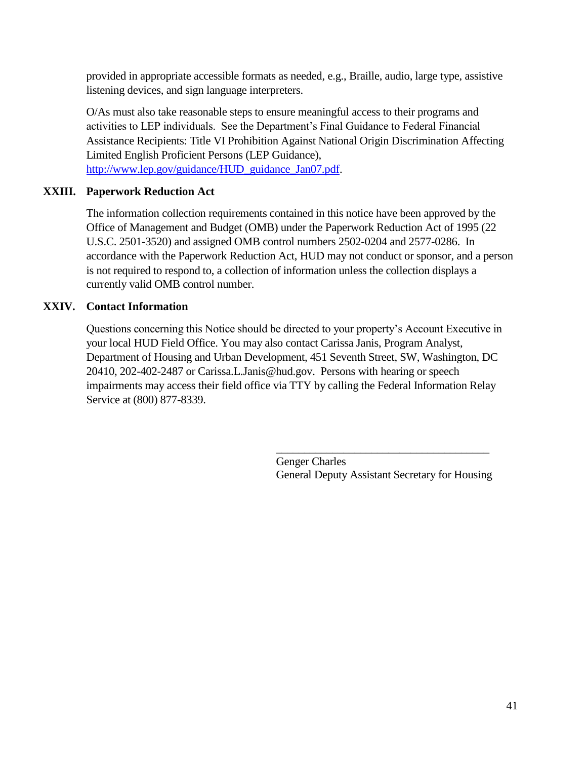provided in appropriate accessible formats as needed, e.g., Braille, audio, large type, assistive listening devices, and sign language interpreters.

O/As must also take reasonable steps to ensure meaningful access to their programs and activities to LEP individuals. See the Department's Final Guidance to Federal Financial Assistance Recipients: Title VI Prohibition Against National Origin Discrimination Affecting Limited English Proficient Persons (LEP Guidance), http://www.lep.gov/guidance/HUD_guidance_Jan07.pdf.

## XXIII. Paperwork Reduction Act

The information collection requirements contained in this notice have been approved by the Office of Management and Budget (OMB) under the Paperwork Reduction Act of 1995 (22 U.S.C. 2501-3520) and assigned OMB control numbers 2502-0204 and 2577-0286. In accordance with the Paperwork Reduction Act, HUD may not conduct or sponsor, and a person is not required to respond to, a collection of information unless the collection displays a currently valid OMB control number.

## XXIV. Contact Information

Questions concerning this Notice should be directed to your property's Account Executive in your local HUD Field Office. You may also contact Carissa Janis, Program Analyst, Department of Housing and Urban Development, 451 Seventh Street, SW, Washington, DC 20410, 202-402-2487 or Carissa.L.Janis@hud.gov. Persons with hearing or speech impairments may access their field office via TTY by calling the Federal Information Relay Service at (800) 877-8339.

\_\_\_\_\_\_\_\_\_\_\_\_\_\_\_\_\_\_\_\_\_\_\_\_\_\_\_\_\_\_\_\_\_\_\_\_\_\_\_\_

Genger Charles
General Deputy Assistant Secretary for Housing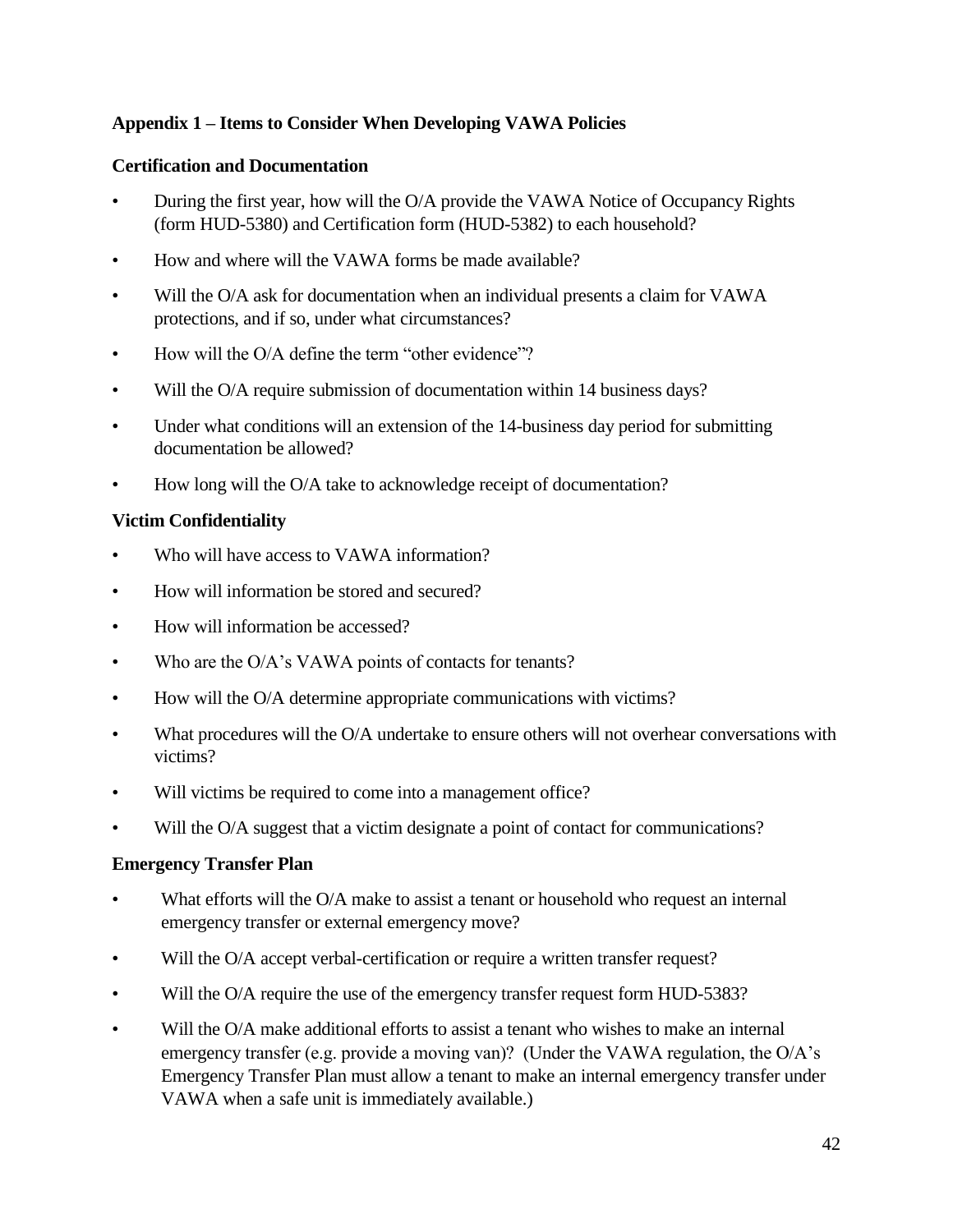## Appendix 1 – Items to Consider When Developing VAWA Policies

### Certification and Documentation

- During the first year, how will the O/A provide the VAWA Notice of Occupancy Rights (form HUD-5380) and Certification form (HUD-5382) to each household?
- How and where will the VAWA forms be made available?
- Will the O/A ask for documentation when an individual presents a claim for VAWA protections, and if so, under what circumstances?
- How will the O/A define the term "other evidence"?
- Will the O/A require submission of documentation within 14 business days?
- Under what conditions will an extension of the 14-business day period for submitting documentation be allowed?
- How long will the O/A take to acknowledge receipt of documentation?

### Victim Confidentiality

- Who will have access to VAWA information?
- How will information be stored and secured?
- How will information be accessed?
- Who are the O/A's VAWA points of contacts for tenants?
- How will the O/A determine appropriate communications with victims?
- What procedures will the O/A undertake to ensure others will not overhear conversations with victims?
- Will victims be required to come into a management office?
- Will the O/A suggest that a victim designate a point of contact for communications?

### Emergency Transfer Plan

- What efforts will the O/A make to assist a tenant or household who request an internal emergency transfer or external emergency move?
- Will the O/A accept verbal-certification or require a written transfer request?
- Will the O/A require the use of the emergency transfer request form HUD-5383?
- Will the O/A make additional efforts to assist a tenant who wishes to make an internal emergency transfer (e.g. provide a moving van)? (Under the VAWA regulation, the O/A's Emergency Transfer Plan must allow a tenant to make an internal emergency transfer under VAWA when a safe unit is immediately available.)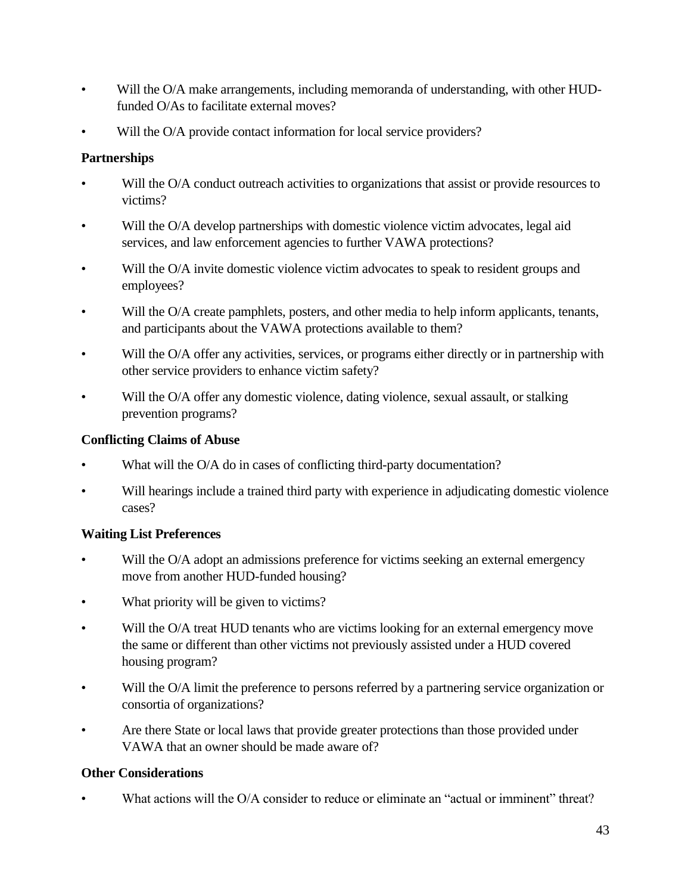- Will the O/A make arrangements, including memoranda of understanding, with other HUD-funded O/As to facilitate external moves?
- Will the O/A provide contact information for local service providers?

**Partnerships**

- Will the O/A conduct outreach activities to organizations that assist or provide resources to victims?
- Will the O/A develop partnerships with domestic violence victim advocates, legal aid services, and law enforcement agencies to further VAWA protections?
- Will the O/A invite domestic violence victim advocates to speak to resident groups and employees?
- Will the O/A create pamphlets, posters, and other media to help inform applicants, tenants, and participants about the VAWA protections available to them?
- Will the O/A offer any activities, services, or programs either directly or in partnership with other service providers to enhance victim safety?
- Will the O/A offer any domestic violence, dating violence, sexual assault, or stalking prevention programs?

**Conflicting Claims of Abuse**

- What will the O/A do in cases of conflicting third-party documentation?
- Will hearings include a trained third party with experience in adjudicating domestic violence cases?

**Waiting List Preferences**

- Will the O/A adopt an admissions preference for victims seeking an external emergency move from another HUD-funded housing?
- What priority will be given to victims?
- Will the O/A treat HUD tenants who are victims looking for an external emergency move the same or different than other victims not previously assisted under a HUD covered housing program?
- Will the O/A limit the preference to persons referred by a partnering service organization or consortia of organizations?
- Are there State or local laws that provide greater protections than those provided under VAWA that an owner should be made aware of?

**Other Considerations**

- What actions will the O/A consider to reduce or eliminate an "actual or imminent" threat?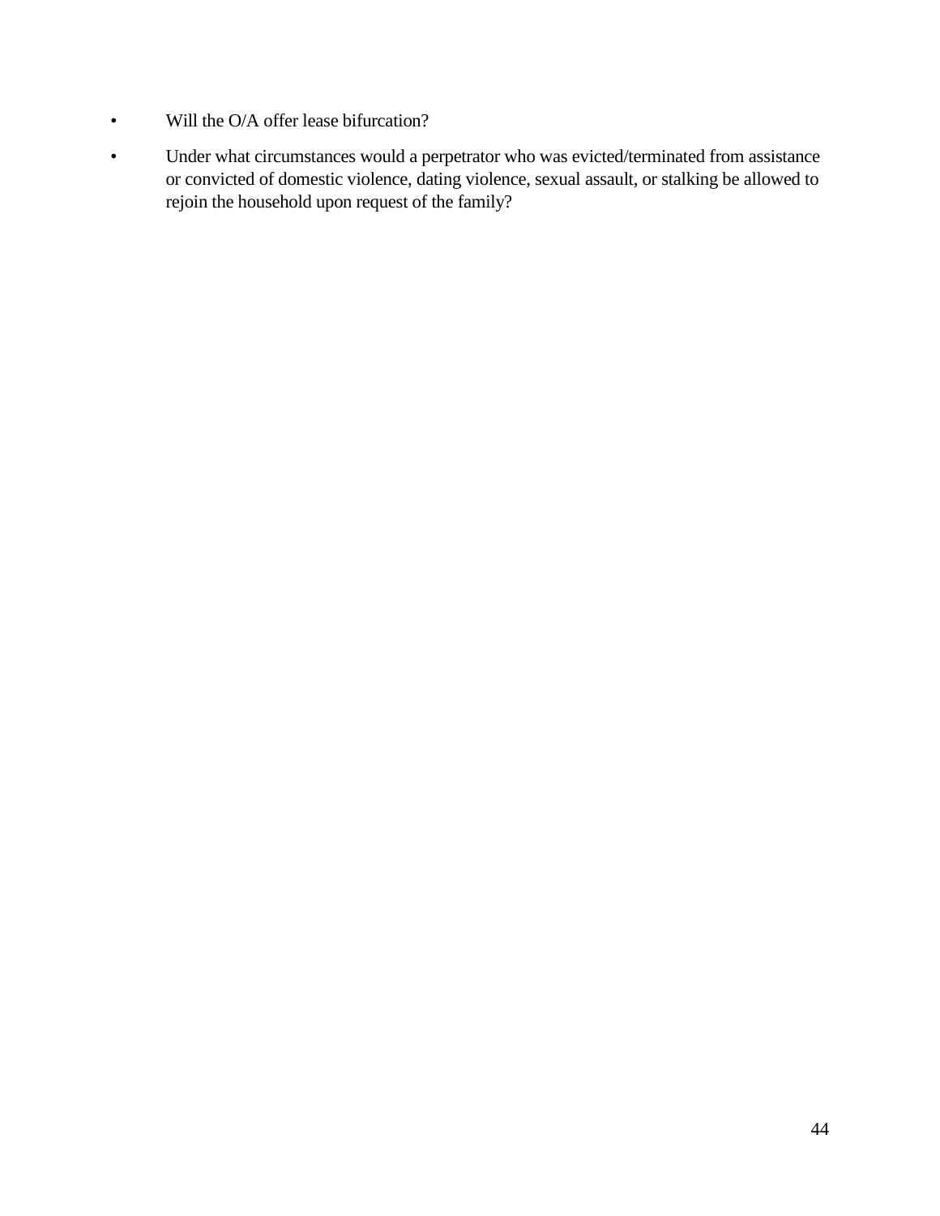- Will the O/A offer lease bifurcation?
- Under what circumstances would a perpetrator who was evicted/terminated from assistance or convicted of domestic violence, dating violence, sexual assault, or stalking be allowed to rejoin the household upon request of the family?